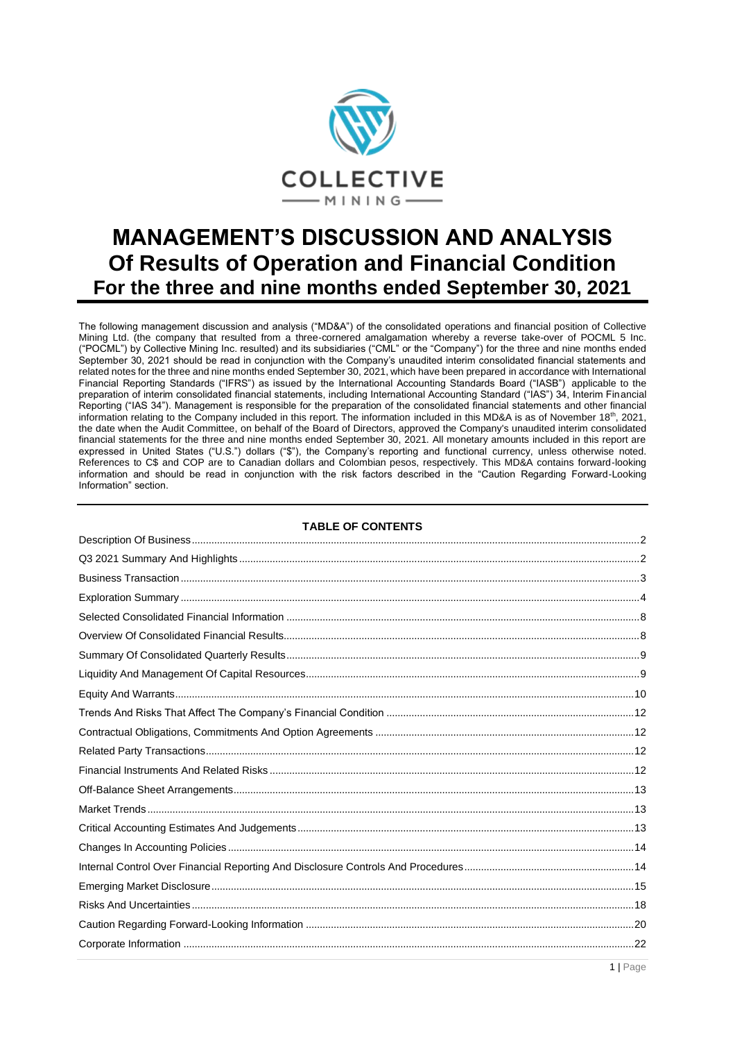COLLECTIVE

MINING

# MANAGEMENT'S DISCUSSION AND ANALYSIS
## Of Results of Operation and Financial Condition
### For the three and nine months ended September 30, 2021

The following management discussion and analysis ("MD&A") of the consolidated operations and financial position of Collective Mining Ltd. (the company that resulted from a three-cornered amalgamation whereby a reverse take-over of POCML 5 Inc. ("POCML") by Collective Mining Inc. resulted) and its subsidiaries ("CML" or the "Company") for the three and nine months ended September 30, 2021 should be read in conjunction with the Company's unaudited interim consolidated financial statements and related notes for the three and nine months ended September 30, 2021, which have been prepared in accordance with International Financial Reporting Standards ("IFRS") as issued by the International Accounting Standards Board ("IASB") applicable to the preparation of interim consolidated financial statements, including International Accounting Standard ("IAS") 34, Interim Financial Reporting ("IAS 34"). Management is responsible for the preparation of the consolidated financial statements and other financial information relating to the Company included in this report. The information included in this MD&A is as of November 18th, 2021, the date when the Audit Committee, on behalf of the Board of Directors, approved the Company's unaudited interim consolidated financial statements for the three and nine months ended September 30, 2021. All monetary amounts included in this report are expressed in United States ("U.S.") dollars ("$"), the Company's reporting and functional currency, unless otherwise noted. References to C$ and COP are to Canadian dollars and Colombian pesos, respectively. This MD&A contains forward-looking information and should be read in conjunction with the risk factors described in the "Caution Regarding Forward-Looking Information" section.

**TABLE OF CONTENTS**

| | |
|---|---|
| Description Of Business | 2 |
| Q3 2021 Summary And Highlights | 2 |
| Business Transaction | 3 |
| Exploration Summary | 4 |
| Selected Consolidated Financial Information | 8 |
| Overview Of Consolidated Financial Results | 8 |
| Summary Of Consolidated Quarterly Results | 9 |
| Liquidity And Management Of Capital Resources | 9 |
| Equity And Warrants | 10 |
| Trends And Risks That Affect The Company's Financial Condition | 12 |
| Contractual Obligations, Commitments And Option Agreements | 12 |
| Related Party Transactions | 12 |
| Financial Instruments And Related Risks | 12 |
| Off-Balance Sheet Arrangements | 13 |
| Market Trends | 13 |
| Critical Accounting Estimates And Judgements | 13 |
| Changes In Accounting Policies | 14 |
| Internal Control Over Financial Reporting And Disclosure Controls And Procedures | 14 |
| Emerging Market Disclosure | 15 |
| Risks And Uncertainties | 18 |
| Caution Regarding Forward-Looking Information | 20 |
| Corporate Information | 22 |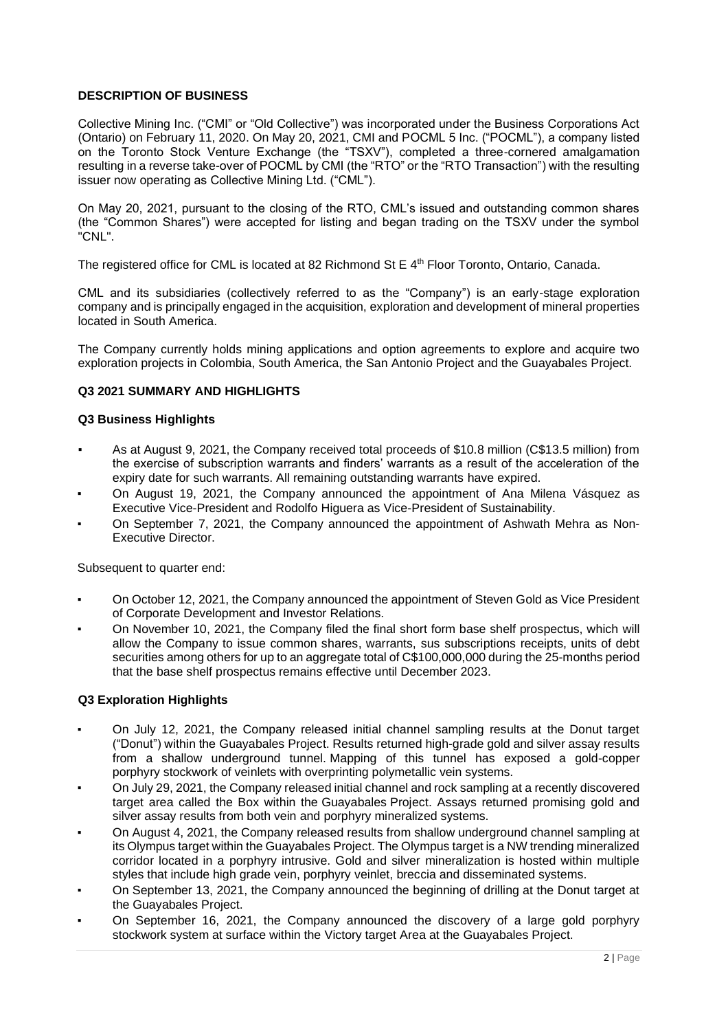## DESCRIPTION OF BUSINESS

Collective Mining Inc. ("CMI" or "Old Collective") was incorporated under the Business Corporations Act (Ontario) on February 11, 2020. On May 20, 2021, CMI and POCML 5 Inc. ("POCML"), a company listed on the Toronto Stock Venture Exchange (the "TSXV"), completed a three-cornered amalgamation resulting in a reverse take-over of POCML by CMI (the "RTO" or the "RTO Transaction") with the resulting issuer now operating as Collective Mining Ltd. ("CML").

On May 20, 2021, pursuant to the closing of the RTO, CML's issued and outstanding common shares (the "Common Shares") were accepted for listing and began trading on the TSXV under the symbol "CNL".

The registered office for CML is located at 82 Richmond St E 4th Floor Toronto, Ontario, Canada.

CML and its subsidiaries (collectively referred to as the "Company") is an early-stage exploration company and is principally engaged in the acquisition, exploration and development of mineral properties located in South America.

The Company currently holds mining applications and option agreements to explore and acquire two exploration projects in Colombia, South America, the San Antonio Project and the Guayabales Project.

## Q3 2021 SUMMARY AND HIGHLIGHTS

### Q3 Business Highlights

- As at August 9, 2021, the Company received total proceeds of $10.8 million (C$13.5 million) from the exercise of subscription warrants and finders' warrants as a result of the acceleration of the expiry date for such warrants. All remaining outstanding warrants have expired.
- On August 19, 2021, the Company announced the appointment of Ana Milena Vásquez as Executive Vice-President and Rodolfo Higuera as Vice-President of Sustainability.
- On September 7, 2021, the Company announced the appointment of Ashwath Mehra as Non-Executive Director.

Subsequent to quarter end:

- On October 12, 2021, the Company announced the appointment of Steven Gold as Vice President of Corporate Development and Investor Relations.
- On November 10, 2021, the Company filed the final short form base shelf prospectus, which will allow the Company to issue common shares, warrants, sus subscriptions receipts, units of debt securities among others for up to an aggregate total of C$100,000,000 during the 25-months period that the base shelf prospectus remains effective until December 2023.

### Q3 Exploration Highlights

- On July 12, 2021, the Company released initial channel sampling results at the Donut target ("Donut") within the Guayabales Project. Results returned high-grade gold and silver assay results from a shallow underground tunnel. Mapping of this tunnel has exposed a gold-copper porphyry stockwork of veinlets with overprinting polymetallic vein systems.
- On July 29, 2021, the Company released initial channel and rock sampling at a recently discovered target area called the Box within the Guayabales Project. Assays returned promising gold and silver assay results from both vein and porphyry mineralized systems.
- On August 4, 2021, the Company released results from shallow underground channel sampling at its Olympus target within the Guayabales Project. The Olympus target is a NW trending mineralized corridor located in a porphyry intrusive. Gold and silver mineralization is hosted within multiple styles that include high grade vein, porphyry veinlet, breccia and disseminated systems.
- On September 13, 2021, the Company announced the beginning of drilling at the Donut target at the Guayabales Project.
- On September 16, 2021, the Company announced the discovery of a large gold porphyry stockwork system at surface within the Victory target Area at the Guayabales Project.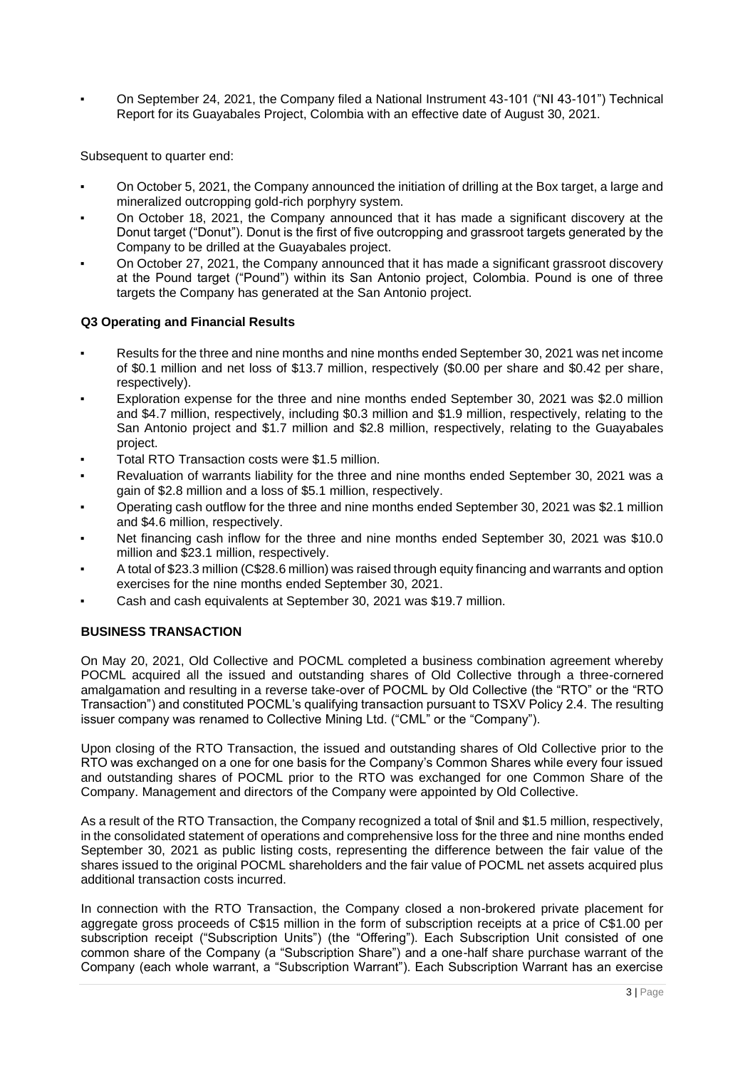- On September 24, 2021, the Company filed a National Instrument 43-101 ("NI 43-101") Technical Report for its Guayabales Project, Colombia with an effective date of August 30, 2021.

Subsequent to quarter end:

- On October 5, 2021, the Company announced the initiation of drilling at the Box target, a large and mineralized outcropping gold-rich porphyry system.
- On October 18, 2021, the Company announced that it has made a significant discovery at the Donut target ("Donut"). Donut is the first of five outcropping and grassroot targets generated by the Company to be drilled at the Guayabales project.
- On October 27, 2021, the Company announced that it has made a significant grassroot discovery at the Pound target ("Pound") within its San Antonio project, Colombia. Pound is one of three targets the Company has generated at the San Antonio project.

### Q3 Operating and Financial Results

- Results for the three and nine months and nine months ended September 30, 2021 was net income of $0.1 million and net loss of $13.7 million, respectively ($0.00 per share and $0.42 per share, respectively).
- Exploration expense for the three and nine months ended September 30, 2021 was $2.0 million and $4.7 million, respectively, including $0.3 million and $1.9 million, respectively, relating to the San Antonio project and $1.7 million and $2.8 million, respectively, relating to the Guayabales project.
- Total RTO Transaction costs were $1.5 million.
- Revaluation of warrants liability for the three and nine months ended September 30, 2021 was a gain of $2.8 million and a loss of $5.1 million, respectively.
- Operating cash outflow for the three and nine months ended September 30, 2021 was $2.1 million and $4.6 million, respectively.
- Net financing cash inflow for the three and nine months ended September 30, 2021 was $10.0 million and $23.1 million, respectively.
- A total of $23.3 million (C$28.6 million) was raised through equity financing and warrants and option exercises for the nine months ended September 30, 2021.
- Cash and cash equivalents at September 30, 2021 was $19.7 million.

## BUSINESS TRANSACTION

On May 20, 2021, Old Collective and POCML completed a business combination agreement whereby POCML acquired all the issued and outstanding shares of Old Collective through a three-cornered amalgamation and resulting in a reverse take-over of POCML by Old Collective (the "RTO" or the "RTO Transaction") and constituted POCML's qualifying transaction pursuant to TSXV Policy 2.4. The resulting issuer company was renamed to Collective Mining Ltd. ("CML" or the "Company").

Upon closing of the RTO Transaction, the issued and outstanding shares of Old Collective prior to the RTO was exchanged on a one for one basis for the Company's Common Shares while every four issued and outstanding shares of POCML prior to the RTO was exchanged for one Common Share of the Company. Management and directors of the Company were appointed by Old Collective.

As a result of the RTO Transaction, the Company recognized a total of $nil and $1.5 million, respectively, in the consolidated statement of operations and comprehensive loss for the three and nine months ended September 30, 2021 as public listing costs, representing the difference between the fair value of the shares issued to the original POCML shareholders and the fair value of POCML net assets acquired plus additional transaction costs incurred.

In connection with the RTO Transaction, the Company closed a non-brokered private placement for aggregate gross proceeds of C$15 million in the form of subscription receipts at a price of C$1.00 per subscription receipt ("Subscription Units") (the "Offering"). Each Subscription Unit consisted of one common share of the Company (a "Subscription Share") and a one-half share purchase warrant of the Company (each whole warrant, a "Subscription Warrant"). Each Subscription Warrant has an exercise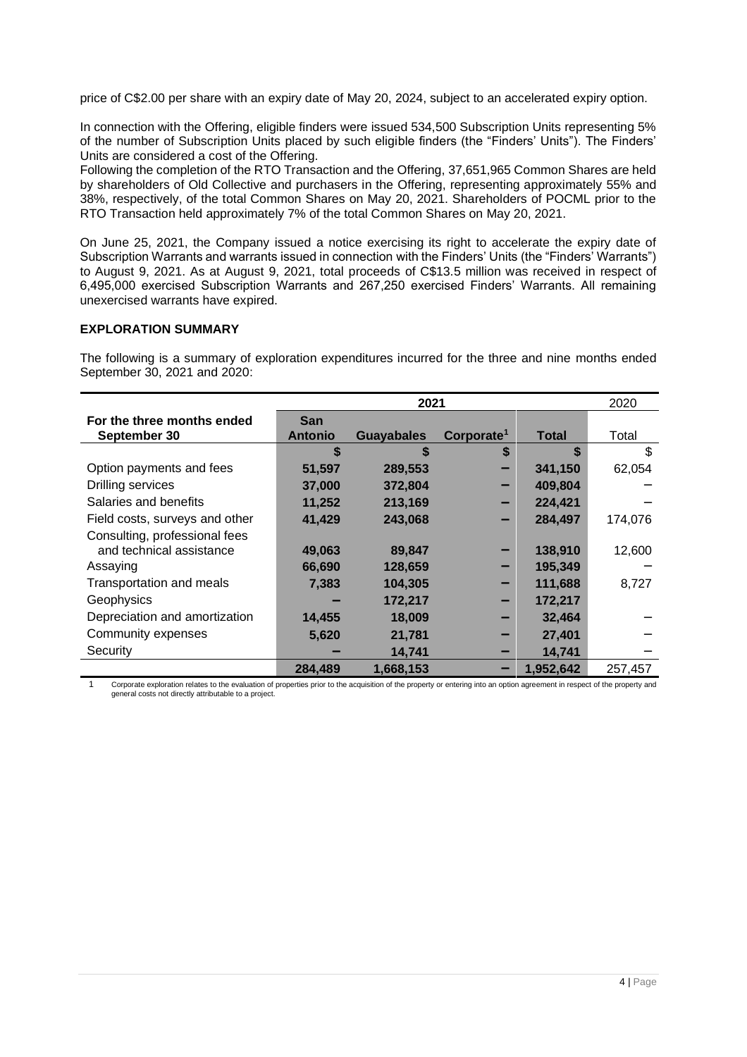price of C$2.00 per share with an expiry date of May 20, 2024, subject to an accelerated expiry option.

In connection with the Offering, eligible finders were issued 534,500 Subscription Units representing 5% of the number of Subscription Units placed by such eligible finders (the "Finders' Units"). The Finders' Units are considered a cost of the Offering.
Following the completion of the RTO Transaction and the Offering, 37,651,965 Common Shares are held by shareholders of Old Collective and purchasers in the Offering, representing approximately 55% and 38%, respectively, of the total Common Shares on May 20, 2021. Shareholders of POCML prior to the RTO Transaction held approximately 7% of the total Common Shares on May 20, 2021.

On June 25, 2021, the Company issued a notice exercising its right to accelerate the expiry date of Subscription Warrants and warrants issued in connection with the Finders' Units (the "Finders' Warrants") to August 9, 2021. As at August 9, 2021, total proceeds of C$13.5 million was received in respect of 6,495,000 exercised Subscription Warrants and 267,250 exercised Finders' Warrants. All remaining unexercised warrants have expired.

## EXPLORATION SUMMARY

The following is a summary of exploration expenditures incurred for the three and nine months ended September 30, 2021 and 2020:

| | 2021 | | | | 2020 |
|---|---|---|---|---|---|
| **For the three months ended September 30** | **San Antonio** | **Guayabales** | **Corporate[1]** | **Total** | Total |
| | **$** | **$** | **$** | **$** | $ |
| Option payments and fees | **51,597** | **289,553** | **–** | **341,150** | 62,054 |
| Drilling services | **37,000** | **372,804** | **–** | **409,804** | – |
| Salaries and benefits | **11,252** | **213,169** | **–** | **224,421** | – |
| Field costs, surveys and other | **41,429** | **243,068** | **–** | **284,497** | 174,076 |
| Consulting, professional fees and technical assistance | **49,063** | **89,847** | **–** | **138,910** | 12,600 |
| Assaying | **66,690** | **128,659** | **–** | **195,349** | – |
| Transportation and meals | **7,383** | **104,305** | **–** | **111,688** | 8,727 |
| Geophysics | **–** | **172,217** | **–** | **172,217** | |
| Depreciation and amortization | **14,455** | **18,009** | **–** | **32,464** | – |
| Community expenses | **5,620** | **21,781** | **–** | **27,401** | – |
| Security | **–** | **14,741** | **–** | **14,741** | – |
| | **284,489** | **1,668,153** | **–** | **1,952,642** | 257,457 |

1 Corporate exploration relates to the evaluation of properties prior to the acquisition of the property or entering into an option agreement in respect of the property and general costs not directly attributable to a project.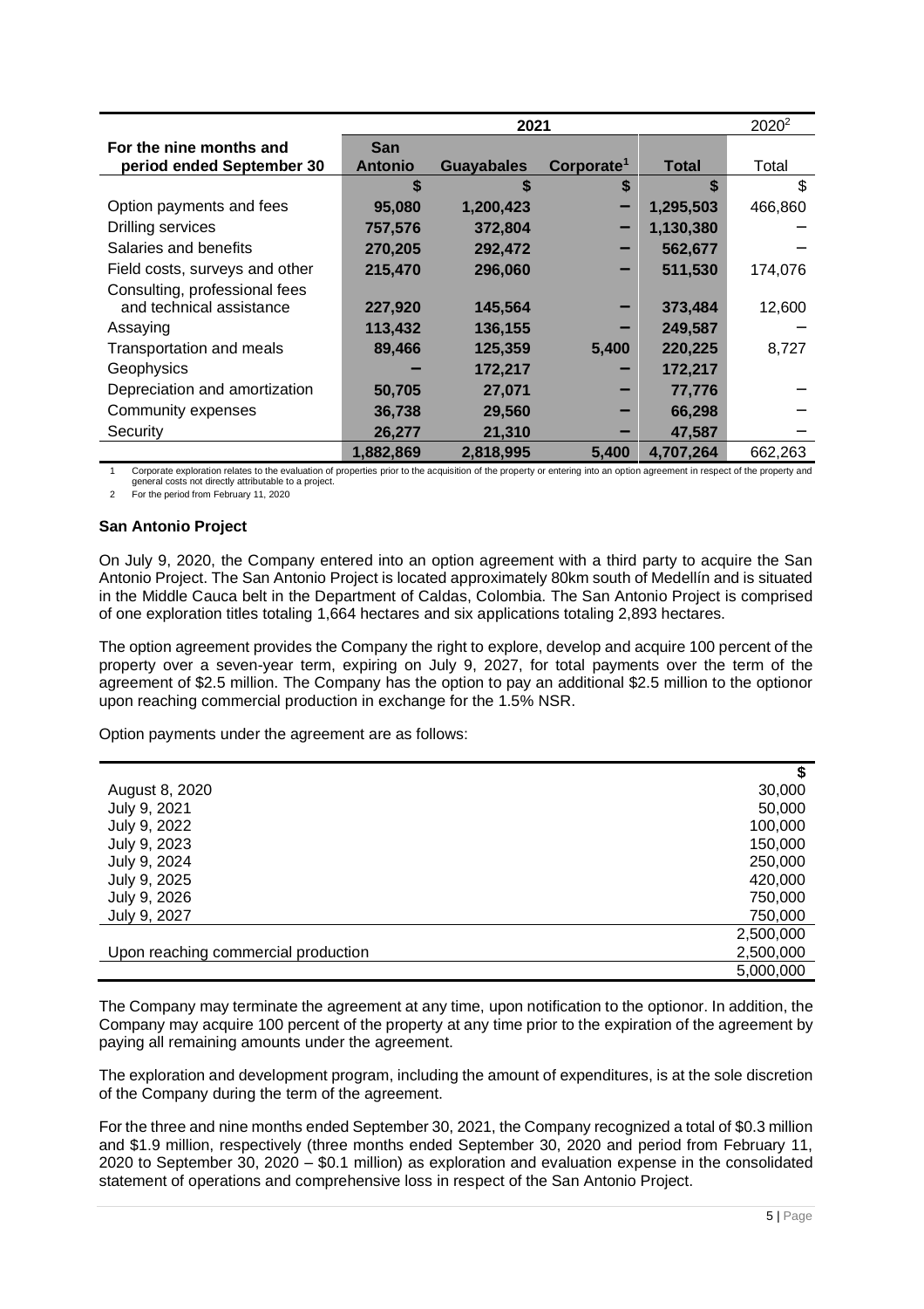| For the nine months and period ended September 30 | 2021 | | | | 2020[2] |
|---|---|---|---|---|---|
| | **San Antonio** | **Guayabales** | **Corporate[1]** | **Total** | Total |
| | **$** | **$** | **$** | **$** | $ |
| Option payments and fees | **95,080** | **1,200,423** | **–** | **1,295,503** | 466,860 |
| Drilling services | **757,576** | **372,804** | **–** | **1,130,380** | – |
| Salaries and benefits | **270,205** | **292,472** | **–** | **562,677** | – |
| Field costs, surveys and other | **215,470** | **296,060** | **–** | **511,530** | 174,076 |
| Consulting, professional fees and technical assistance | **227,920** | **145,564** | **–** | **373,484** | 12,600 |
| Assaying | **113,432** | **136,155** | **–** | **249,587** | – |
| Transportation and meals | **89,466** | **125,359** | **5,400** | **220,225** | 8,727 |
| Geophysics | **–** | **172,217** | **–** | **172,217** | – |
| Depreciation and amortization | **50,705** | **27,071** | **–** | **77,776** | – |
| Community expenses | **36,738** | **29,560** | **–** | **66,298** | – |
| Security | **26,277** | **21,310** | **–** | **47,587** | – |
| | **1,882,869** | **2,818,995** | **5,400** | **4,707,264** | 662,263 |

1 Corporate exploration relates to the evaluation of properties prior to the acquisition of the property or entering into an option agreement in respect of the property and general costs not directly attributable to a project.

2 For the period from February 11, 2020

**San Antonio Project**

On July 9, 2020, the Company entered into an option agreement with a third party to acquire the San Antonio Project. The San Antonio Project is located approximately 80km south of Medellín and is situated in the Middle Cauca belt in the Department of Caldas, Colombia. The San Antonio Project is comprised of one exploration titles totaling 1,664 hectares and six applications totaling 2,893 hectares.

The option agreement provides the Company the right to explore, develop and acquire 100 percent of the property over a seven-year term, expiring on July 9, 2027, for total payments over the term of the agreement of $2.5 million. The Company has the option to pay an additional $2.5 million to the optionor upon reaching commercial production in exchange for the 1.5% NSR.

Option payments under the agreement are as follows:

| | $ |
|---|---|
| August 8, 2020 | 30,000 |
| July 9, 2021 | 50,000 |
| July 9, 2022 | 100,000 |
| July 9, 2023 | 150,000 |
| July 9, 2024 | 250,000 |
| July 9, 2025 | 420,000 |
| July 9, 2026 | 750,000 |
| July 9, 2027 | 750,000 |
| | 2,500,000 |
| Upon reaching commercial production | 2,500,000 |
| | 5,000,000 |

The Company may terminate the agreement at any time, upon notification to the optionor. In addition, the Company may acquire 100 percent of the property at any time prior to the expiration of the agreement by paying all remaining amounts under the agreement.

The exploration and development program, including the amount of expenditures, is at the sole discretion of the Company during the term of the agreement.

For the three and nine months ended September 30, 2021, the Company recognized a total of $0.3 million and $1.9 million, respectively (three months ended September 30, 2020 and period from February 11, 2020 to September 30, 2020 – $0.1 million) as exploration and evaluation expense in the consolidated statement of operations and comprehensive loss in respect of the San Antonio Project.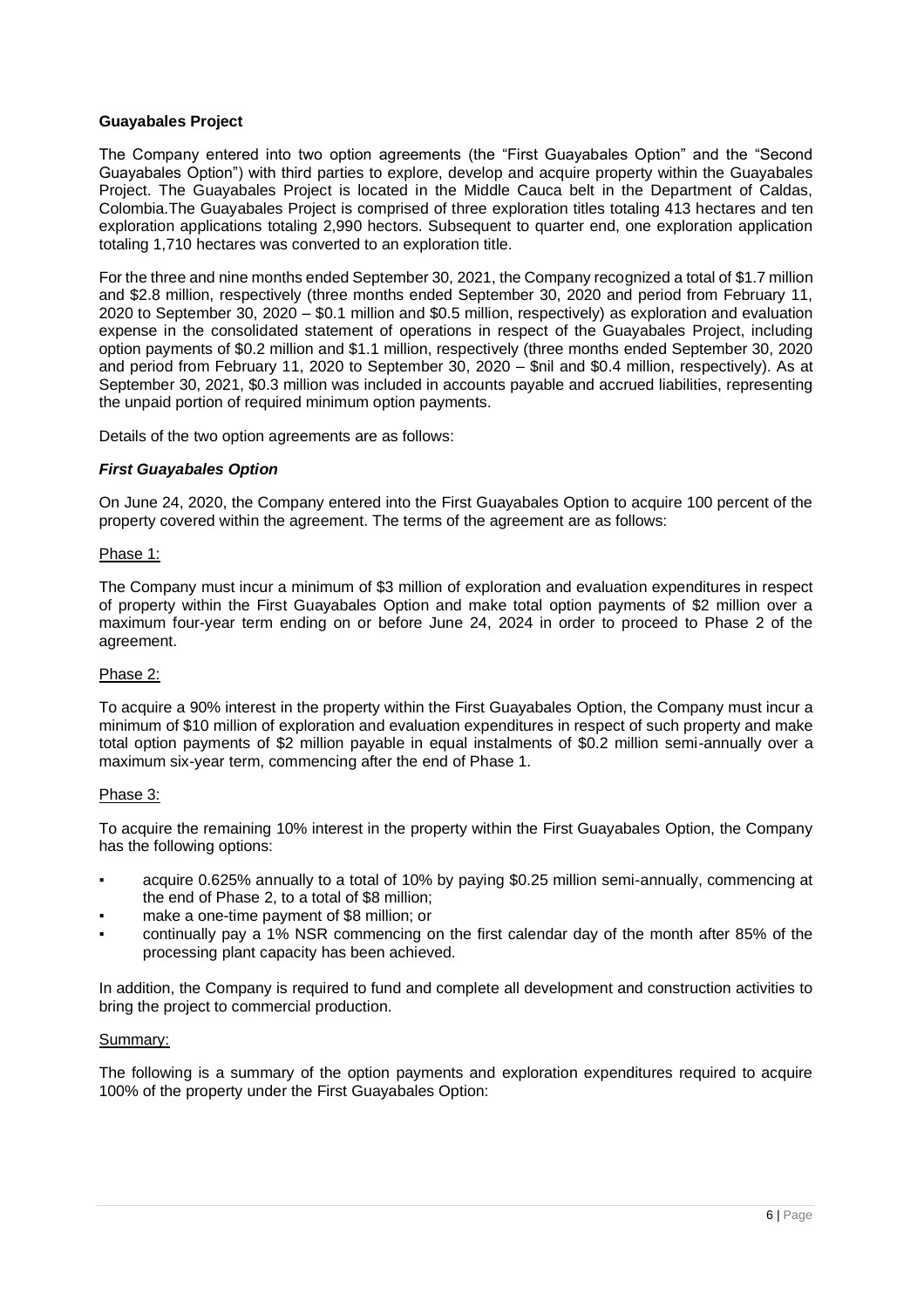**Guayabales Project**

The Company entered into two option agreements (the "First Guayabales Option" and the "Second Guayabales Option") with third parties to explore, develop and acquire property within the Guayabales Project. The Guayabales Project is located in the Middle Cauca belt in the Department of Caldas, Colombia.The Guayabales Project is comprised of three exploration titles totaling 413 hectares and ten exploration applications totaling 2,990 hectors. Subsequent to quarter end, one exploration application totaling 1,710 hectares was converted to an exploration title.

For the three and nine months ended September 30, 2021, the Company recognized a total of $1.7 million and $2.8 million, respectively (three months ended September 30, 2020 and period from February 11, 2020 to September 30, 2020 – $0.1 million and $0.5 million, respectively) as exploration and evaluation expense in the consolidated statement of operations in respect of the Guayabales Project, including option payments of $0.2 million and $1.1 million, respectively (three months ended September 30, 2020 and period from February 11, 2020 to September 30, 2020 – $nil and $0.4 million, respectively). As at September 30, 2021, $0.3 million was included in accounts payable and accrued liabilities, representing the unpaid portion of required minimum option payments.

Details of the two option agreements are as follows:

***First Guayabales Option***

On June 24, 2020, the Company entered into the First Guayabales Option to acquire 100 percent of the property covered within the agreement. The terms of the agreement are as follows:

Phase 1:

The Company must incur a minimum of $3 million of exploration and evaluation expenditures in respect of property within the First Guayabales Option and make total option payments of $2 million over a maximum four-year term ending on or before June 24, 2024 in order to proceed to Phase 2 of the agreement.

Phase 2:

To acquire a 90% interest in the property within the First Guayabales Option, the Company must incur a minimum of $10 million of exploration and evaluation expenditures in respect of such property and make total option payments of $2 million payable in equal instalments of $0.2 million semi-annually over a maximum six-year term, commencing after the end of Phase 1.

Phase 3:

To acquire the remaining 10% interest in the property within the First Guayabales Option, the Company has the following options:

- acquire 0.625% annually to a total of 10% by paying $0.25 million semi-annually, commencing at the end of Phase 2, to a total of $8 million;
- make a one-time payment of $8 million; or
- continually pay a 1% NSR commencing on the first calendar day of the month after 85% of the processing plant capacity has been achieved.

In addition, the Company is required to fund and complete all development and construction activities to bring the project to commercial production.

Summary:

The following is a summary of the option payments and exploration expenditures required to acquire 100% of the property under the First Guayabales Option: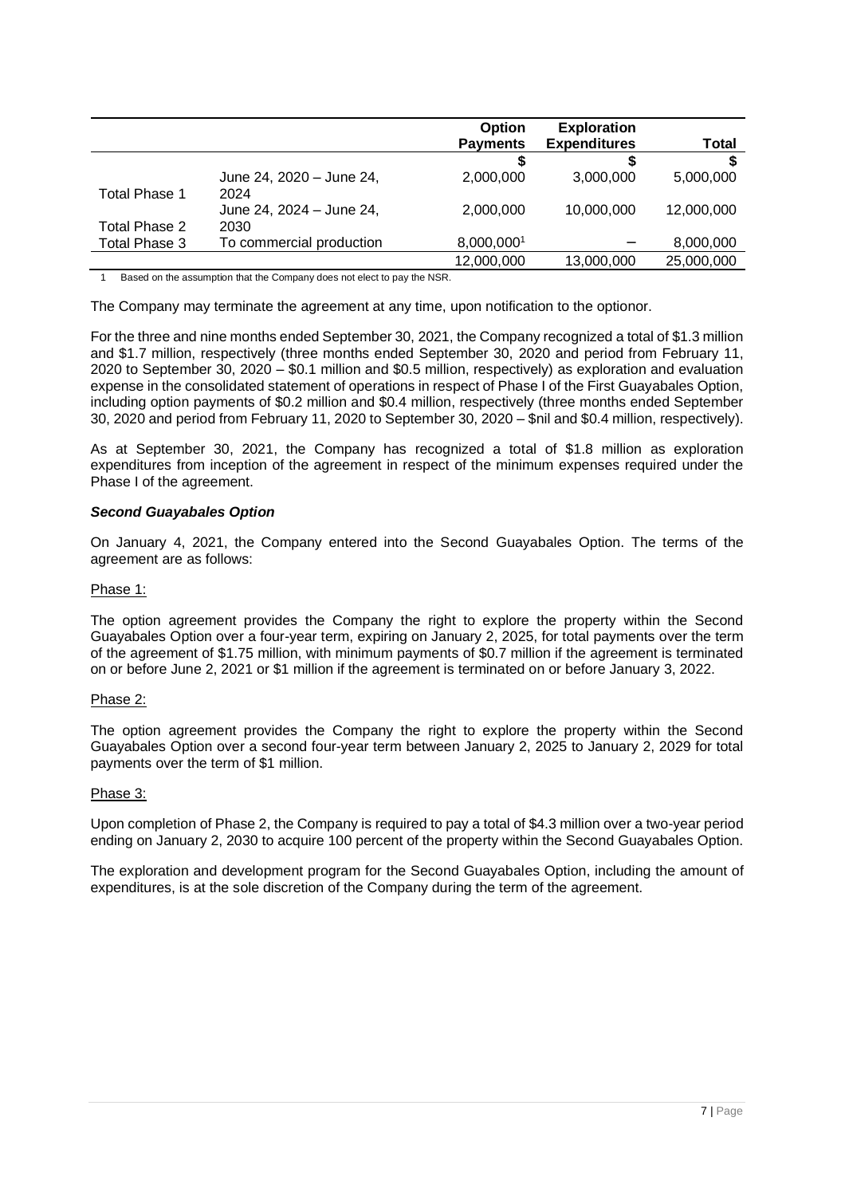| | | Option Payments | Exploration Expenditures | Total |
|---|---|---|---|---|
| | | $ | $ | $ |
| Total Phase 1 | June 24, 2020 – June 24, 2024 | 2,000,000 | 3,000,000 | 5,000,000 |
| Total Phase 2 | June 24, 2024 – June 24, 2030 | 2,000,000 | 10,000,000 | 12,000,000 |
| Total Phase 3 | To commercial production | 8,000,000[1] | – | 8,000,000 |
| | | 12,000,000 | 13,000,000 | 25,000,000 |

1 Based on the assumption that the Company does not elect to pay the NSR.

The Company may terminate the agreement at any time, upon notification to the optionor.

For the three and nine months ended September 30, 2021, the Company recognized a total of $1.3 million and $1.7 million, respectively (three months ended September 30, 2020 and period from February 11, 2020 to September 30, 2020 – $0.1 million and $0.5 million, respectively) as exploration and evaluation expense in the consolidated statement of operations in respect of Phase I of the First Guayabales Option, including option payments of $0.2 million and $0.4 million, respectively (three months ended September 30, 2020 and period from February 11, 2020 to September 30, 2020 – $nil and $0.4 million, respectively).

As at September 30, 2021, the Company has recognized a total of $1.8 million as exploration expenditures from inception of the agreement in respect of the minimum expenses required under the Phase I of the agreement.

***Second Guayabales Option***

On January 4, 2021, the Company entered into the Second Guayabales Option. The terms of the agreement are as follows:

Phase 1:

The option agreement provides the Company the right to explore the property within the Second Guayabales Option over a four-year term, expiring on January 2, 2025, for total payments over the term of the agreement of $1.75 million, with minimum payments of $0.7 million if the agreement is terminated on or before June 2, 2021 or $1 million if the agreement is terminated on or before January 3, 2022.

Phase 2:

The option agreement provides the Company the right to explore the property within the Second Guayabales Option over a second four-year term between January 2, 2025 to January 2, 2029 for total payments over the term of $1 million.

Phase 3:

Upon completion of Phase 2, the Company is required to pay a total of $4.3 million over a two-year period ending on January 2, 2030 to acquire 100 percent of the property within the Second Guayabales Option.

The exploration and development program for the Second Guayabales Option, including the amount of expenditures, is at the sole discretion of the Company during the term of the agreement.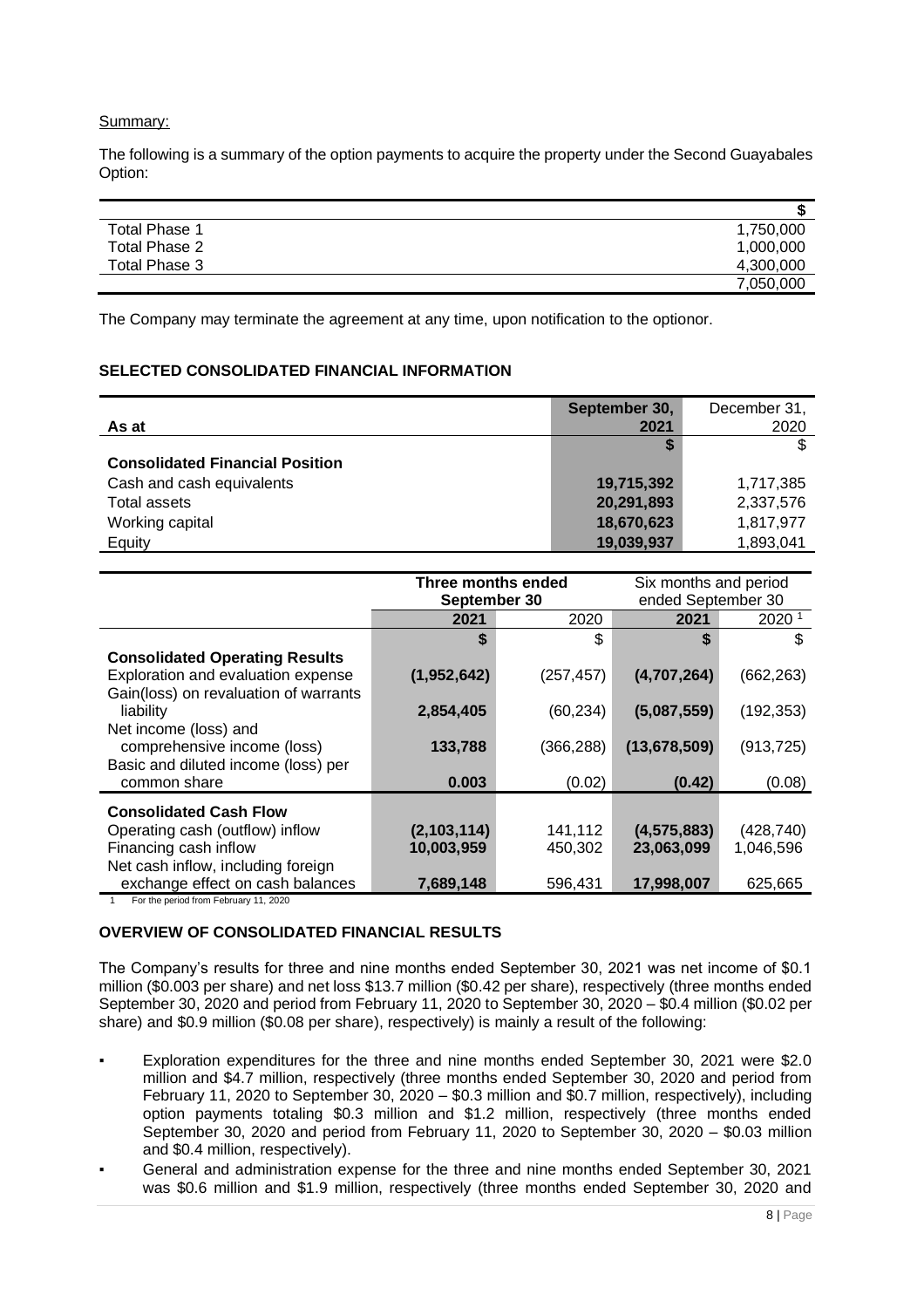Summary:

The following is a summary of the option payments to acquire the property under the Second Guayabales Option:

| | $ |
|---|---:|
| Total Phase 1 | 1,750,000 |
| Total Phase 2 | 1,000,000 |
| Total Phase 3 | 4,300,000 |
| | 7,050,000 |

The Company may terminate the agreement at any time, upon notification to the optionor.

## SELECTED CONSOLIDATED FINANCIAL INFORMATION

| As at | September 30, 2021 | December 31, 2020 |
|---|---:|---:|
| | **$** | $ |
| **Consolidated Financial Position** | | |
| Cash and cash equivalents | **19,715,392** | 1,717,385 |
| Total assets | **20,291,893** | 2,337,576 |
| Working capital | **18,670,623** | 1,817,977 |
| Equity | **19,039,937** | 1,893,041 |

| | Three months ended September 30 | | Six months and period ended September 30 | |
|---|---:|---:|---:|---:|
| | **2021** | 2020 | **2021** | 2020 [1] |
| | **$** | $ | **$** | $ |
| **Consolidated Operating Results** | | | | |
| Exploration and evaluation expense | **(1,952,642)** | (257,457) | **(4,707,264)** | (662,263) |
| Gain(loss) on revaluation of warrants liability | **2,854,405** | (60,234) | **(5,087,559)** | (192,353) |
| Net income (loss) and comprehensive income (loss) | **133,788** | (366,288) | **(13,678,509)** | (913,725) |
| Basic and diluted income (loss) per common share | **0.003** | (0.02) | **(0.42)** | (0.08) |
| **Consolidated Cash Flow** | | | | |
| Operating cash (outflow) inflow | **(2,103,114)** | 141,112 | **(4,575,883)** | (428,740) |
| Financing cash inflow | **10,003,959** | 450,302 | **23,063,099** | 1,046,596 |
| Net cash inflow, including foreign exchange effect on cash balances | **7,689,148** | 596,431 | **17,998,007** | 625,665 |

1 For the period from February 11, 2020

## OVERVIEW OF CONSOLIDATED FINANCIAL RESULTS

The Company's results for three and nine months ended September 30, 2021 was net income of $0.1 million ($0.003 per share) and net loss $13.7 million ($0.42 per share), respectively (three months ended September 30, 2020 and period from February 11, 2020 to September 30, 2020 – $0.4 million ($0.02 per share) and $0.9 million ($0.08 per share), respectively) is mainly a result of the following:

- Exploration expenditures for the three and nine months ended September 30, 2021 were $2.0 million and $4.7 million, respectively (three months ended September 30, 2020 and period from February 11, 2020 to September 30, 2020 – $0.3 million and $0.7 million, respectively), including option payments totaling $0.3 million and $1.2 million, respectively (three months ended September 30, 2020 and period from February 11, 2020 to September 30, 2020 – $0.03 million and $0.4 million, respectively).
- General and administration expense for the three and nine months ended September 30, 2021 was $0.6 million and $1.9 million, respectively (three months ended September 30, 2020 and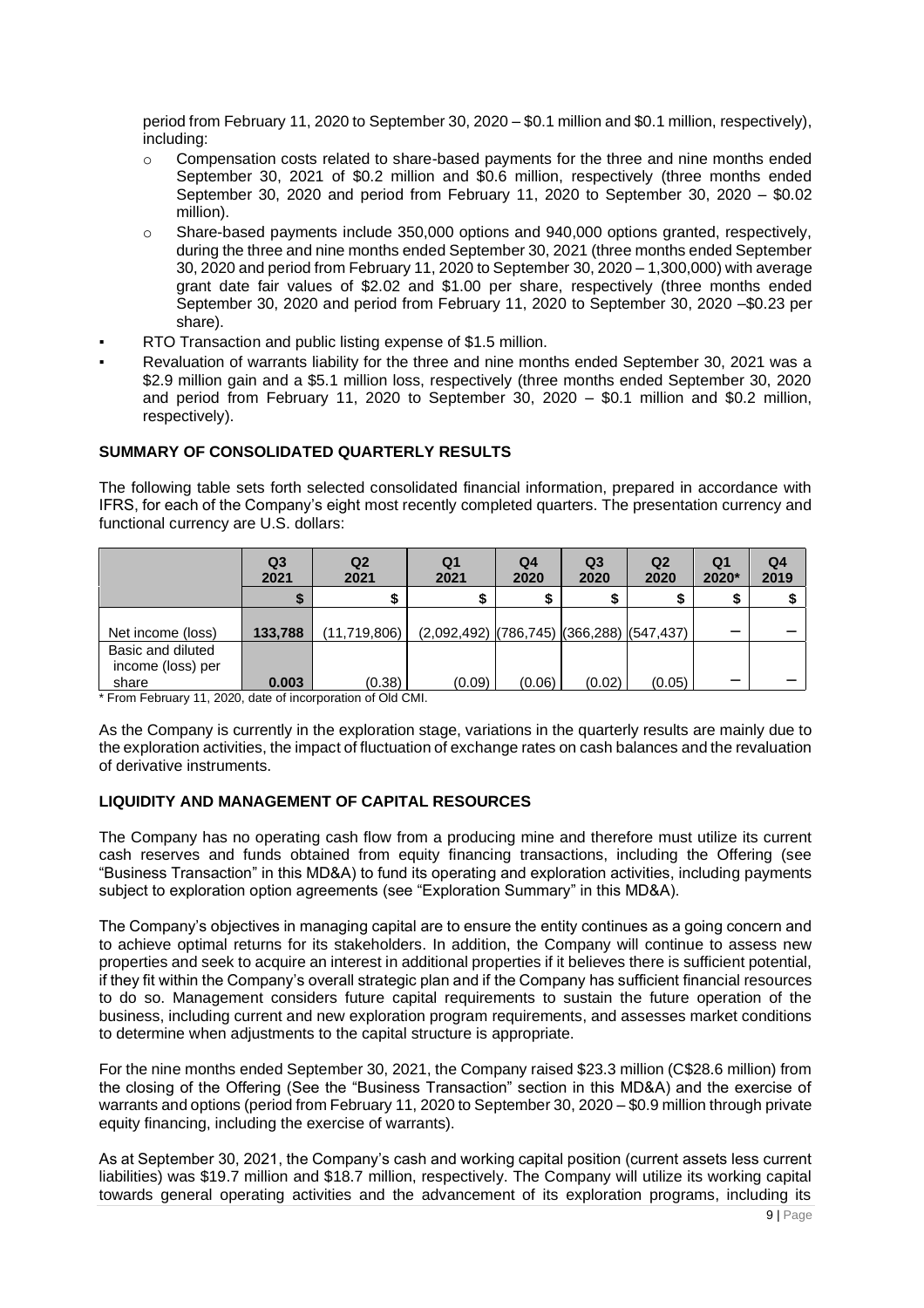period from February 11, 2020 to September 30, 2020 – $0.1 million and $0.1 million, respectively), including:

- Compensation costs related to share-based payments for the three and nine months ended September 30, 2021 of $0.2 million and $0.6 million, respectively (three months ended September 30, 2020 and period from February 11, 2020 to September 30, 2020 – $0.02 million).
- Share-based payments include 350,000 options and 940,000 options granted, respectively, during the three and nine months ended September 30, 2021 (three months ended September 30, 2020 and period from February 11, 2020 to September 30, 2020 – 1,300,000) with average grant date fair values of $2.02 and $1.00 per share, respectively (three months ended September 30, 2020 and period from February 11, 2020 to September 30, 2020 –$0.23 per share).

- RTO Transaction and public listing expense of $1.5 million.
- Revaluation of warrants liability for the three and nine months ended September 30, 2021 was a $2.9 million gain and a $5.1 million loss, respectively (three months ended September 30, 2020 and period from February 11, 2020 to September 30, 2020 – $0.1 million and $0.2 million, respectively).

## SUMMARY OF CONSOLIDATED QUARTERLY RESULTS

The following table sets forth selected consolidated financial information, prepared in accordance with IFRS, for each of the Company's eight most recently completed quarters. The presentation currency and functional currency are U.S. dollars:

| | Q3 2021 | Q2 2021 | Q1 2021 | Q4 2020 | Q3 2020 | Q2 2020 | Q1 2020* | Q4 2019 |
|---|---|---|---|---|---|---|---|---|
| | $ | $ | $ | $ | $ | $ | $ | $ |
| Net income (loss) | **133,788** | (11,719,806) | (2,092,492) | (786,745) | (366,288) | (547,437) | – | – |
| Basic and diluted income (loss) per share | **0.003** | (0.38) | (0.09) | (0.06) | (0.02) | (0.05) | – | – |

\* From February 11, 2020, date of incorporation of Old CMI.

As the Company is currently in the exploration stage, variations in the quarterly results are mainly due to the exploration activities, the impact of fluctuation of exchange rates on cash balances and the revaluation of derivative instruments.

## LIQUIDITY AND MANAGEMENT OF CAPITAL RESOURCES

The Company has no operating cash flow from a producing mine and therefore must utilize its current cash reserves and funds obtained from equity financing transactions, including the Offering (see "Business Transaction" in this MD&A) to fund its operating and exploration activities, including payments subject to exploration option agreements (see "Exploration Summary" in this MD&A).

The Company's objectives in managing capital are to ensure the entity continues as a going concern and to achieve optimal returns for its stakeholders. In addition, the Company will continue to assess new properties and seek to acquire an interest in additional properties if it believes there is sufficient potential, if they fit within the Company's overall strategic plan and if the Company has sufficient financial resources to do so. Management considers future capital requirements to sustain the future operation of the business, including current and new exploration program requirements, and assesses market conditions to determine when adjustments to the capital structure is appropriate.

For the nine months ended September 30, 2021, the Company raised $23.3 million (C$28.6 million) from the closing of the Offering (See the "Business Transaction" section in this MD&A) and the exercise of warrants and options (period from February 11, 2020 to September 30, 2020 – $0.9 million through private equity financing, including the exercise of warrants).

As at September 30, 2021, the Company's cash and working capital position (current assets less current liabilities) was $19.7 million and $18.7 million, respectively. The Company will utilize its working capital towards general operating activities and the advancement of its exploration programs, including its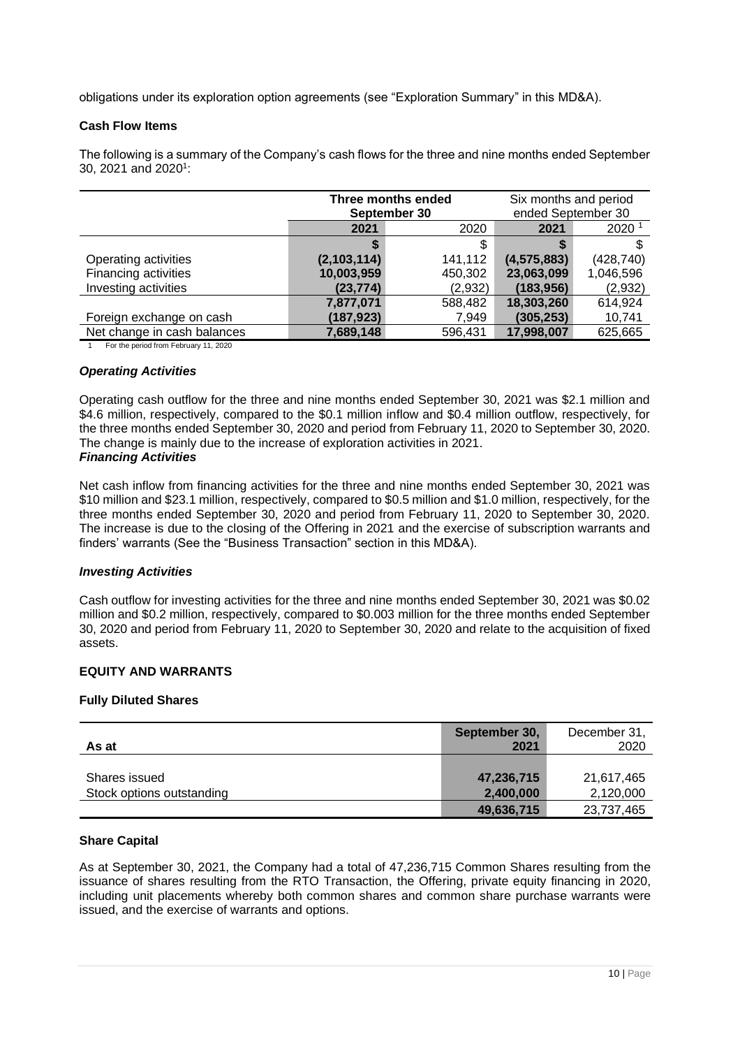obligations under its exploration option agreements (see "Exploration Summary" in this MD&A).

### Cash Flow Items

The following is a summary of the Company's cash flows for the three and nine months ended September 30, 2021 and 2020[1]:

| | Three months ended September 30 | | Six months and period ended September 30 | |
|---|---|---|---|---|
| | **2021** | 2020 | **2021** | 2020 [1] |
| | **$** | $ | **$** | $ |
| Operating activities | **(2,103,114)** | 141,112 | **(4,575,883)** | (428,740) |
| Financing activities | **10,003,959** | 450,302 | **23,063,099** | 1,046,596 |
| Investing activities | **(23,774)** | (2,932) | **(183,956)** | (2,932) |
| | **7,877,071** | 588,482 | **18,303,260** | 614,924 |
| Foreign exchange on cash | **(187,923)** | 7,949 | **(305,253)** | 10,741 |
| Net change in cash balances | **7,689,148** | 596,431 | **17,998,007** | 625,665 |

1 For the period from February 11, 2020

#### *Operating Activities*

Operating cash outflow for the three and nine months ended September 30, 2021 was $2.1 million and $4.6 million, respectively, compared to the $0.1 million inflow and $0.4 million outflow, respectively, for the three months ended September 30, 2020 and period from February 11, 2020 to September 30, 2020. The change is mainly due to the increase of exploration activities in 2021.

#### *Financing Activities*

Net cash inflow from financing activities for the three and nine months ended September 30, 2021 was $10 million and $23.1 million, respectively, compared to $0.5 million and $1.0 million, respectively, for the three months ended September 30, 2020 and period from February 11, 2020 to September 30, 2020. The increase is due to the closing of the Offering in 2021 and the exercise of subscription warrants and finders' warrants (See the "Business Transaction" section in this MD&A).

#### *Investing Activities*

Cash outflow for investing activities for the three and nine months ended September 30, 2021 was $0.02 million and $0.2 million, respectively, compared to $0.003 million for the three months ended September 30, 2020 and period from February 11, 2020 to September 30, 2020 and relate to the acquisition of fixed assets.

## EQUITY AND WARRANTS

### Fully Diluted Shares

| As at | September 30, 2021 | December 31, 2020 |
|---|---|---|
| Shares issued | **47,236,715** | 21,617,465 |
| Stock options outstanding | **2,400,000** | 2,120,000 |
| | **49,636,715** | 23,737,465 |

### Share Capital

As at September 30, 2021, the Company had a total of 47,236,715 Common Shares resulting from the issuance of shares resulting from the RTO Transaction, the Offering, private equity financing in 2020, including unit placements whereby both common shares and common share purchase warrants were issued, and the exercise of warrants and options.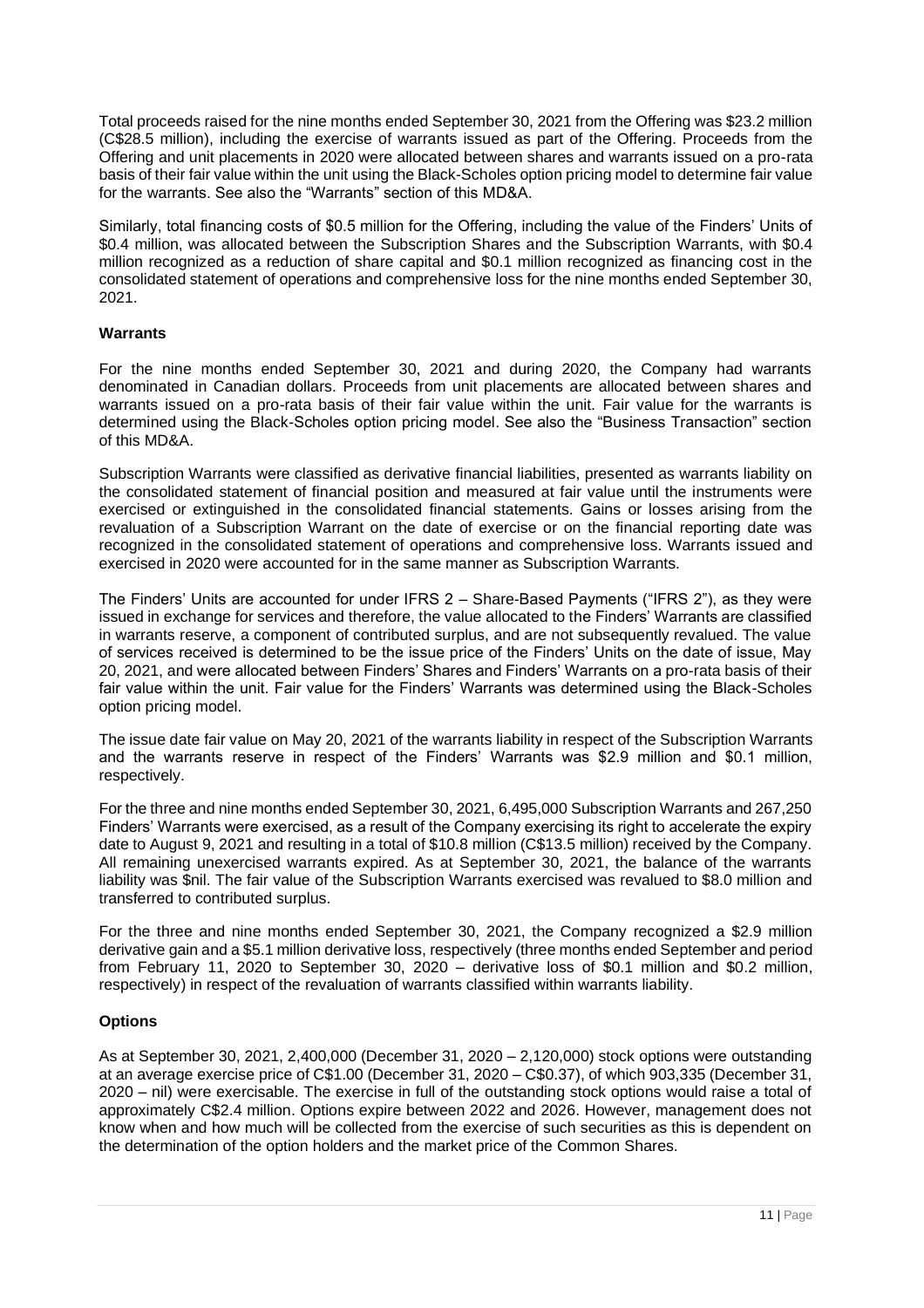Total proceeds raised for the nine months ended September 30, 2021 from the Offering was $23.2 million (C$28.5 million), including the exercise of warrants issued as part of the Offering. Proceeds from the Offering and unit placements in 2020 were allocated between shares and warrants issued on a pro-rata basis of their fair value within the unit using the Black-Scholes option pricing model to determine fair value for the warrants. See also the "Warrants" section of this MD&A.

Similarly, total financing costs of $0.5 million for the Offering, including the value of the Finders' Units of $0.4 million, was allocated between the Subscription Shares and the Subscription Warrants, with $0.4 million recognized as a reduction of share capital and $0.1 million recognized as financing cost in the consolidated statement of operations and comprehensive loss for the nine months ended September 30, 2021.

### Warrants

For the nine months ended September 30, 2021 and during 2020, the Company had warrants denominated in Canadian dollars. Proceeds from unit placements are allocated between shares and warrants issued on a pro-rata basis of their fair value within the unit. Fair value for the warrants is determined using the Black-Scholes option pricing model. See also the "Business Transaction" section of this MD&A.

Subscription Warrants were classified as derivative financial liabilities, presented as warrants liability on the consolidated statement of financial position and measured at fair value until the instruments were exercised or extinguished in the consolidated financial statements. Gains or losses arising from the revaluation of a Subscription Warrant on the date of exercise or on the financial reporting date was recognized in the consolidated statement of operations and comprehensive loss. Warrants issued and exercised in 2020 were accounted for in the same manner as Subscription Warrants.

The Finders' Units are accounted for under IFRS 2 – Share-Based Payments ("IFRS 2"), as they were issued in exchange for services and therefore, the value allocated to the Finders' Warrants are classified in warrants reserve, a component of contributed surplus, and are not subsequently revalued. The value of services received is determined to be the issue price of the Finders' Units on the date of issue, May 20, 2021, and were allocated between Finders' Shares and Finders' Warrants on a pro-rata basis of their fair value within the unit. Fair value for the Finders' Warrants was determined using the Black-Scholes option pricing model.

The issue date fair value on May 20, 2021 of the warrants liability in respect of the Subscription Warrants and the warrants reserve in respect of the Finders' Warrants was $2.9 million and $0.1 million, respectively.

For the three and nine months ended September 30, 2021, 6,495,000 Subscription Warrants and 267,250 Finders' Warrants were exercised, as a result of the Company exercising its right to accelerate the expiry date to August 9, 2021 and resulting in a total of $10.8 million (C$13.5 million) received by the Company. All remaining unexercised warrants expired. As at September 30, 2021, the balance of the warrants liability was $nil. The fair value of the Subscription Warrants exercised was revalued to $8.0 million and transferred to contributed surplus.

For the three and nine months ended September 30, 2021, the Company recognized a $2.9 million derivative gain and a $5.1 million derivative loss, respectively (three months ended September and period from February 11, 2020 to September 30, 2020 – derivative loss of $0.1 million and $0.2 million, respectively) in respect of the revaluation of warrants classified within warrants liability.

### Options

As at September 30, 2021, 2,400,000 (December 31, 2020 – 2,120,000) stock options were outstanding at an average exercise price of C$1.00 (December 31, 2020 – C$0.37), of which 903,335 (December 31, 2020 – nil) were exercisable. The exercise in full of the outstanding stock options would raise a total of approximately C$2.4 million. Options expire between 2022 and 2026. However, management does not know when and how much will be collected from the exercise of such securities as this is dependent on the determination of the option holders and the market price of the Common Shares.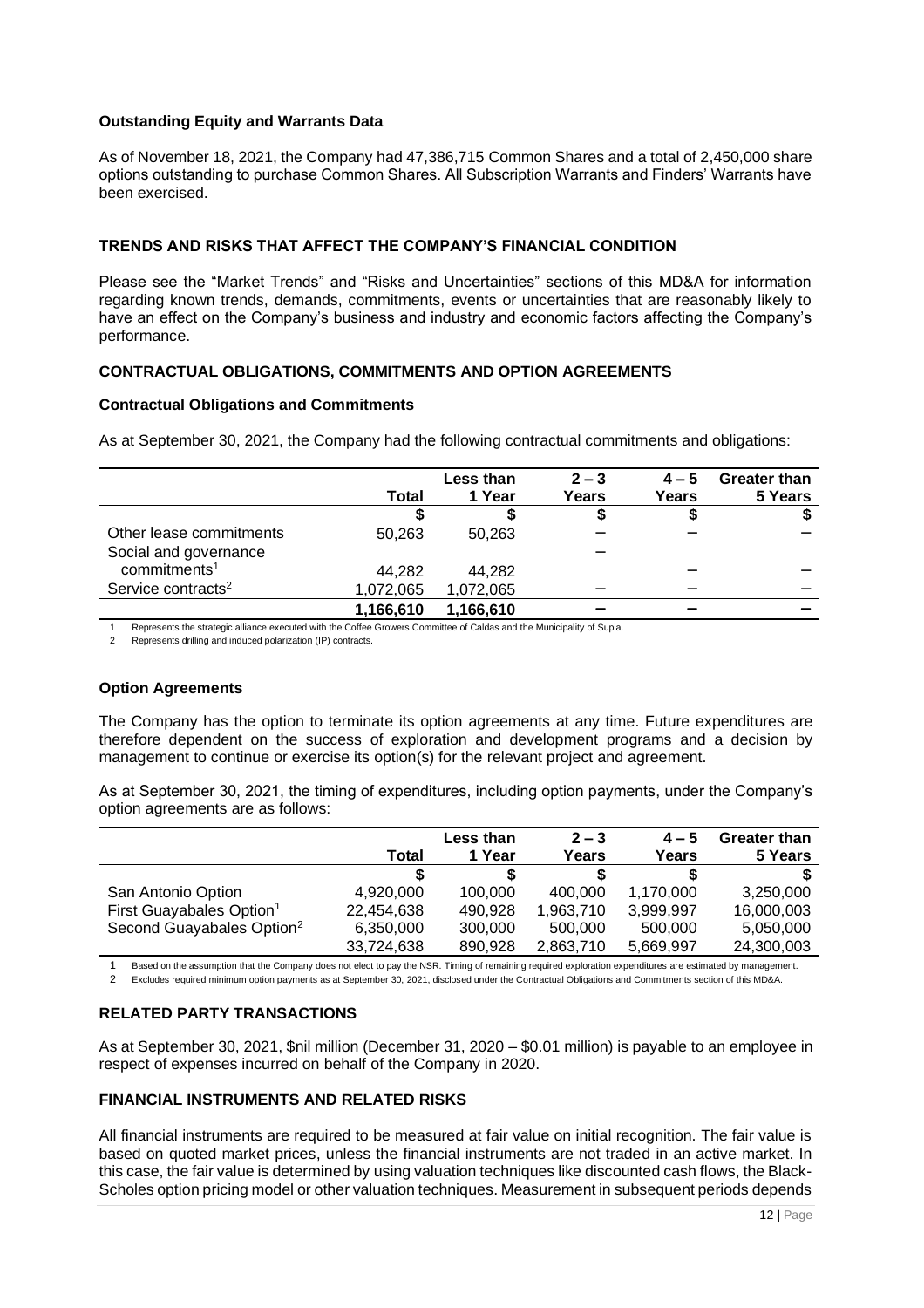**Outstanding Equity and Warrants Data**

As of November 18, 2021, the Company had 47,386,715 Common Shares and a total of 2,450,000 share options outstanding to purchase Common Shares. All Subscription Warrants and Finders' Warrants have been exercised.

## TRENDS AND RISKS THAT AFFECT THE COMPANY'S FINANCIAL CONDITION

Please see the "Market Trends" and "Risks and Uncertainties" sections of this MD&A for information regarding known trends, demands, commitments, events or uncertainties that are reasonably likely to have an effect on the Company's business and industry and economic factors affecting the Company's performance.

## CONTRACTUAL OBLIGATIONS, COMMITMENTS AND OPTION AGREEMENTS

### Contractual Obligations and Commitments

As at September 30, 2021, the Company had the following contractual commitments and obligations:

| | Total | Less than 1 Year | 2 – 3 Years | 4 – 5 Years | Greater than 5 Years |
|---|---|---|---|---|---|
| | $ | $ | $ | $ | $ |
| Other lease commitments | 50,263 | 50,263 | – | – | – |
| Social and governance commitments[1] | 44,282 | 44,282 | – | – | – |
| Service contracts[2] | 1,072,065 | 1,072,065 | – | – | – |
| | 1,166,610 | 1,166,610 | – | – | – |

1 Represents the strategic alliance executed with the Coffee Growers Committee of Caldas and the Municipality of Supia.

2 Represents drilling and induced polarization (IP) contracts.

### Option Agreements

The Company has the option to terminate its option agreements at any time. Future expenditures are therefore dependent on the success of exploration and development programs and a decision by management to continue or exercise its option(s) for the relevant project and agreement.

As at September 30, 2021, the timing of expenditures, including option payments, under the Company's option agreements are as follows:

| | Total | Less than 1 Year | 2 – 3 Years | 4 – 5 Years | Greater than 5 Years |
|---|---|---|---|---|---|
| | $ | $ | $ | $ | $ |
| San Antonio Option | 4,920,000 | 100,000 | 400,000 | 1,170,000 | 3,250,000 |
| First Guayabales Option[1] | 22,454,638 | 490,928 | 1,963,710 | 3,999,997 | 16,000,003 |
| Second Guayabales Option[2] | 6,350,000 | 300,000 | 500,000 | 500,000 | 5,050,000 |
| | 33,724,638 | 890,928 | 2,863,710 | 5,669,997 | 24,300,003 |

1 Based on the assumption that the Company does not elect to pay the NSR. Timing of remaining required exploration expenditures are estimated by management.

2 Excludes required minimum option payments as at September 30, 2021, disclosed under the Contractual Obligations and Commitments section of this MD&A.

## RELATED PARTY TRANSACTIONS

As at September 30, 2021, $nil million (December 31, 2020 – $0.01 million) is payable to an employee in respect of expenses incurred on behalf of the Company in 2020.

## FINANCIAL INSTRUMENTS AND RELATED RISKS

All financial instruments are required to be measured at fair value on initial recognition. The fair value is based on quoted market prices, unless the financial instruments are not traded in an active market. In this case, the fair value is determined by using valuation techniques like discounted cash flows, the Black-Scholes option pricing model or other valuation techniques. Measurement in subsequent periods depends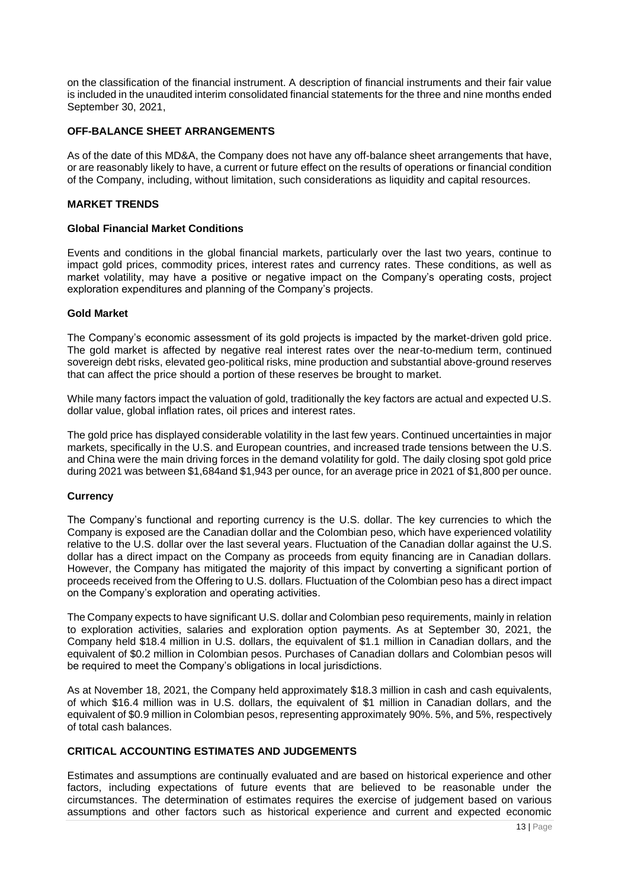on the classification of the financial instrument. A description of financial instruments and their fair value is included in the unaudited interim consolidated financial statements for the three and nine months ended September 30, 2021,

## OFF-BALANCE SHEET ARRANGEMENTS

As of the date of this MD&A, the Company does not have any off-balance sheet arrangements that have, or are reasonably likely to have, a current or future effect on the results of operations or financial condition of the Company, including, without limitation, such considerations as liquidity and capital resources.

## MARKET TRENDS

### Global Financial Market Conditions

Events and conditions in the global financial markets, particularly over the last two years, continue to impact gold prices, commodity prices, interest rates and currency rates. These conditions, as well as market volatility, may have a positive or negative impact on the Company's operating costs, project exploration expenditures and planning of the Company's projects.

### Gold Market

The Company's economic assessment of its gold projects is impacted by the market-driven gold price. The gold market is affected by negative real interest rates over the near-to-medium term, continued sovereign debt risks, elevated geo-political risks, mine production and substantial above-ground reserves that can affect the price should a portion of these reserves be brought to market.

While many factors impact the valuation of gold, traditionally the key factors are actual and expected U.S. dollar value, global inflation rates, oil prices and interest rates.

The gold price has displayed considerable volatility in the last few years. Continued uncertainties in major markets, specifically in the U.S. and European countries, and increased trade tensions between the U.S. and China were the main driving forces in the demand volatility for gold. The daily closing spot gold price during 2021 was between $1,684and $1,943 per ounce, for an average price in 2021 of $1,800 per ounce.

### Currency

The Company's functional and reporting currency is the U.S. dollar. The key currencies to which the Company is exposed are the Canadian dollar and the Colombian peso, which have experienced volatility relative to the U.S. dollar over the last several years. Fluctuation of the Canadian dollar against the U.S. dollar has a direct impact on the Company as proceeds from equity financing are in Canadian dollars. However, the Company has mitigated the majority of this impact by converting a significant portion of proceeds received from the Offering to U.S. dollars. Fluctuation of the Colombian peso has a direct impact on the Company's exploration and operating activities.

The Company expects to have significant U.S. dollar and Colombian peso requirements, mainly in relation to exploration activities, salaries and exploration option payments. As at September 30, 2021, the Company held $18.4 million in U.S. dollars, the equivalent of $1.1 million in Canadian dollars, and the equivalent of $0.2 million in Colombian pesos. Purchases of Canadian dollars and Colombian pesos will be required to meet the Company's obligations in local jurisdictions.

As at November 18, 2021, the Company held approximately $18.3 million in cash and cash equivalents, of which $16.4 million was in U.S. dollars, the equivalent of $1 million in Canadian dollars, and the equivalent of $0.9 million in Colombian pesos, representing approximately 90%. 5%, and 5%, respectively of total cash balances.

## CRITICAL ACCOUNTING ESTIMATES AND JUDGEMENTS

Estimates and assumptions are continually evaluated and are based on historical experience and other factors, including expectations of future events that are believed to be reasonable under the circumstances. The determination of estimates requires the exercise of judgement based on various assumptions and other factors such as historical experience and current and expected economic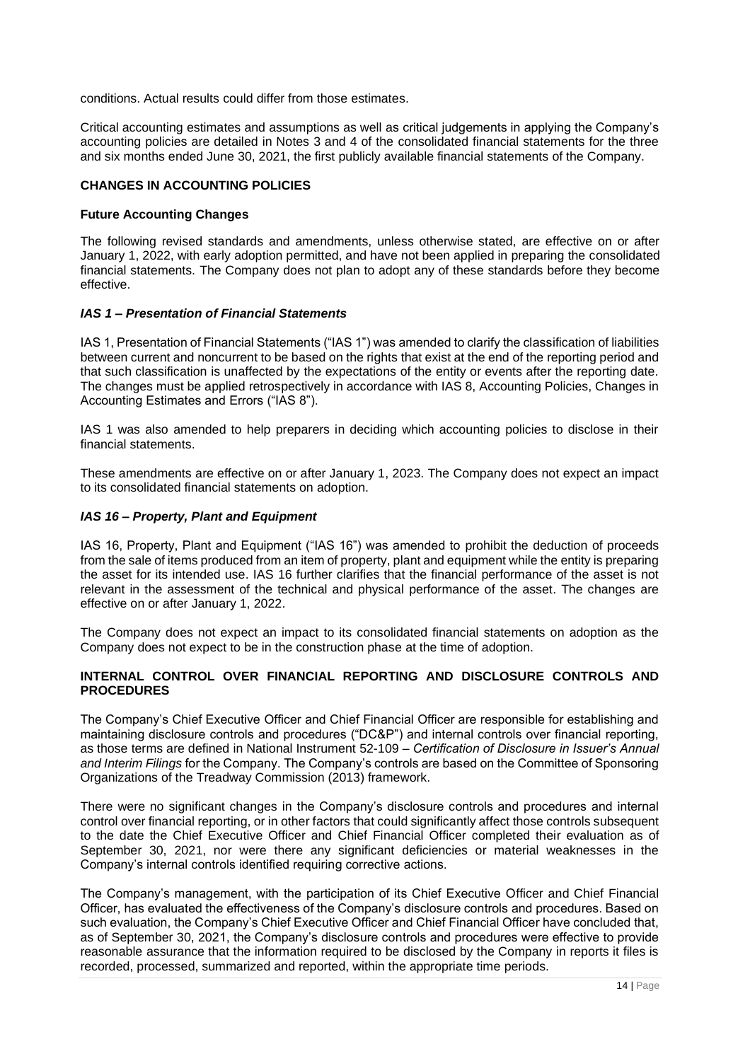conditions. Actual results could differ from those estimates.

Critical accounting estimates and assumptions as well as critical judgements in applying the Company's accounting policies are detailed in Notes 3 and 4 of the consolidated financial statements for the three and six months ended June 30, 2021, the first publicly available financial statements of the Company.

## CHANGES IN ACCOUNTING POLICIES

### Future Accounting Changes

The following revised standards and amendments, unless otherwise stated, are effective on or after January 1, 2022, with early adoption permitted, and have not been applied in preparing the consolidated financial statements. The Company does not plan to adopt any of these standards before they become effective.

#### *IAS 1 – Presentation of Financial Statements*

IAS 1, Presentation of Financial Statements ("IAS 1") was amended to clarify the classification of liabilities between current and noncurrent to be based on the rights that exist at the end of the reporting period and that such classification is unaffected by the expectations of the entity or events after the reporting date. The changes must be applied retrospectively in accordance with IAS 8, Accounting Policies, Changes in Accounting Estimates and Errors ("IAS 8").

IAS 1 was also amended to help preparers in deciding which accounting policies to disclose in their financial statements.

These amendments are effective on or after January 1, 2023. The Company does not expect an impact to its consolidated financial statements on adoption.

#### *IAS 16 – Property, Plant and Equipment*

IAS 16, Property, Plant and Equipment ("IAS 16") was amended to prohibit the deduction of proceeds from the sale of items produced from an item of property, plant and equipment while the entity is preparing the asset for its intended use. IAS 16 further clarifies that the financial performance of the asset is not relevant in the assessment of the technical and physical performance of the asset. The changes are effective on or after January 1, 2022.

The Company does not expect an impact to its consolidated financial statements on adoption as the Company does not expect to be in the construction phase at the time of adoption.

## INTERNAL CONTROL OVER FINANCIAL REPORTING AND DISCLOSURE CONTROLS AND PROCEDURES

The Company's Chief Executive Officer and Chief Financial Officer are responsible for establishing and maintaining disclosure controls and procedures ("DC&P") and internal controls over financial reporting, as those terms are defined in National Instrument 52-109 – *Certification of Disclosure in Issuer's Annual and Interim Filings* for the Company. The Company's controls are based on the Committee of Sponsoring Organizations of the Treadway Commission (2013) framework.

There were no significant changes in the Company's disclosure controls and procedures and internal control over financial reporting, or in other factors that could significantly affect those controls subsequent to the date the Chief Executive Officer and Chief Financial Officer completed their evaluation as of September 30, 2021, nor were there any significant deficiencies or material weaknesses in the Company's internal controls identified requiring corrective actions.

The Company's management, with the participation of its Chief Executive Officer and Chief Financial Officer, has evaluated the effectiveness of the Company's disclosure controls and procedures. Based on such evaluation, the Company's Chief Executive Officer and Chief Financial Officer have concluded that, as of September 30, 2021, the Company's disclosure controls and procedures were effective to provide reasonable assurance that the information required to be disclosed by the Company in reports it files is recorded, processed, summarized and reported, within the appropriate time periods.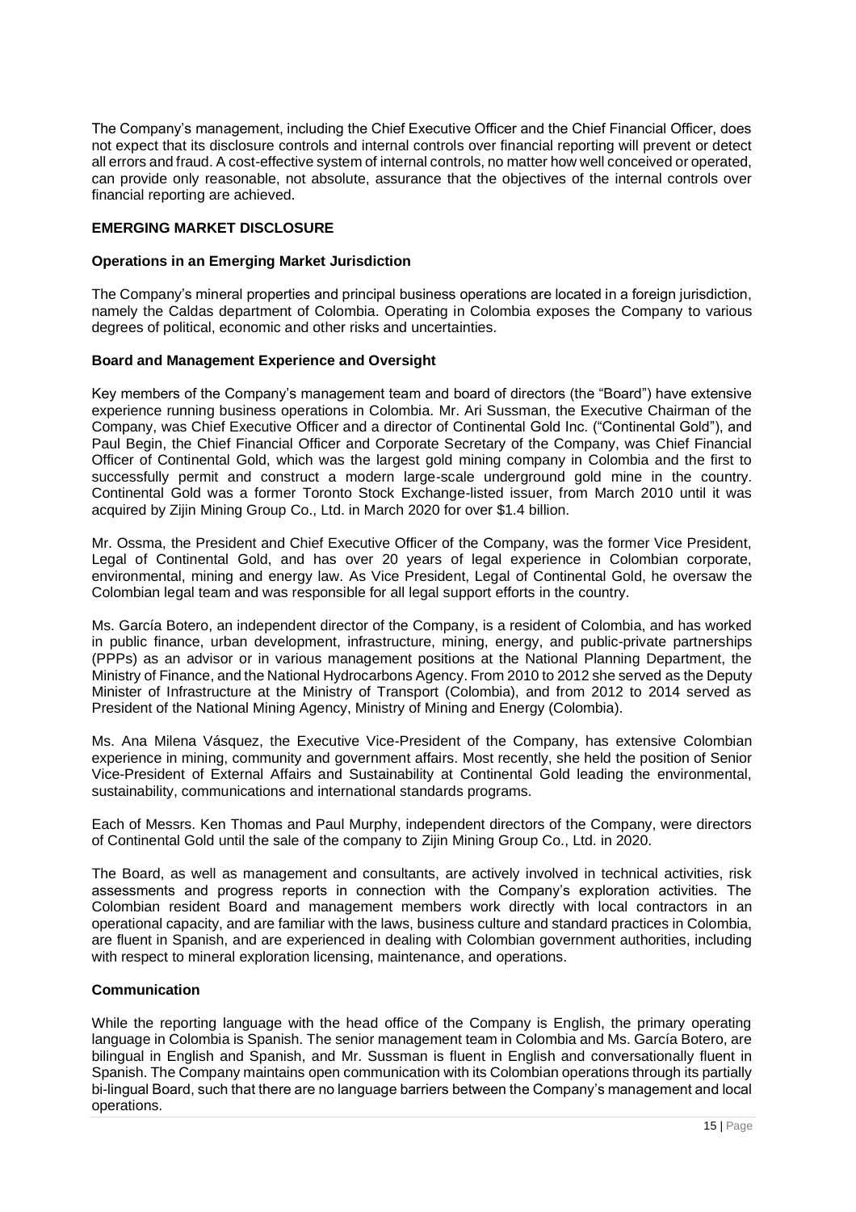The Company's management, including the Chief Executive Officer and the Chief Financial Officer, does not expect that its disclosure controls and internal controls over financial reporting will prevent or detect all errors and fraud. A cost-effective system of internal controls, no matter how well conceived or operated, can provide only reasonable, not absolute, assurance that the objectives of the internal controls over financial reporting are achieved.

## EMERGING MARKET DISCLOSURE

### Operations in an Emerging Market Jurisdiction

The Company's mineral properties and principal business operations are located in a foreign jurisdiction, namely the Caldas department of Colombia. Operating in Colombia exposes the Company to various degrees of political, economic and other risks and uncertainties.

### Board and Management Experience and Oversight

Key members of the Company's management team and board of directors (the "Board") have extensive experience running business operations in Colombia. Mr. Ari Sussman, the Executive Chairman of the Company, was Chief Executive Officer and a director of Continental Gold Inc. ("Continental Gold"), and Paul Begin, the Chief Financial Officer and Corporate Secretary of the Company, was Chief Financial Officer of Continental Gold, which was the largest gold mining company in Colombia and the first to successfully permit and construct a modern large-scale underground gold mine in the country. Continental Gold was a former Toronto Stock Exchange-listed issuer, from March 2010 until it was acquired by Zijin Mining Group Co., Ltd. in March 2020 for over $1.4 billion.

Mr. Ossma, the President and Chief Executive Officer of the Company, was the former Vice President, Legal of Continental Gold, and has over 20 years of legal experience in Colombian corporate, environmental, mining and energy law. As Vice President, Legal of Continental Gold, he oversaw the Colombian legal team and was responsible for all legal support efforts in the country.

Ms. García Botero, an independent director of the Company, is a resident of Colombia, and has worked in public finance, urban development, infrastructure, mining, energy, and public-private partnerships (PPPs) as an advisor or in various management positions at the National Planning Department, the Ministry of Finance, and the National Hydrocarbons Agency. From 2010 to 2012 she served as the Deputy Minister of Infrastructure at the Ministry of Transport (Colombia), and from 2012 to 2014 served as President of the National Mining Agency, Ministry of Mining and Energy (Colombia).

Ms. Ana Milena Vásquez, the Executive Vice-President of the Company, has extensive Colombian experience in mining, community and government affairs. Most recently, she held the position of Senior Vice-President of External Affairs and Sustainability at Continental Gold leading the environmental, sustainability, communications and international standards programs.

Each of Messrs. Ken Thomas and Paul Murphy, independent directors of the Company, were directors of Continental Gold until the sale of the company to Zijin Mining Group Co., Ltd. in 2020.

The Board, as well as management and consultants, are actively involved in technical activities, risk assessments and progress reports in connection with the Company's exploration activities. The Colombian resident Board and management members work directly with local contractors in an operational capacity, and are familiar with the laws, business culture and standard practices in Colombia, are fluent in Spanish, and are experienced in dealing with Colombian government authorities, including with respect to mineral exploration licensing, maintenance, and operations.

### Communication

While the reporting language with the head office of the Company is English, the primary operating language in Colombia is Spanish. The senior management team in Colombia and Ms. García Botero, are bilingual in English and Spanish, and Mr. Sussman is fluent in English and conversationally fluent in Spanish. The Company maintains open communication with its Colombian operations through its partially bi-lingual Board, such that there are no language barriers between the Company's management and local operations.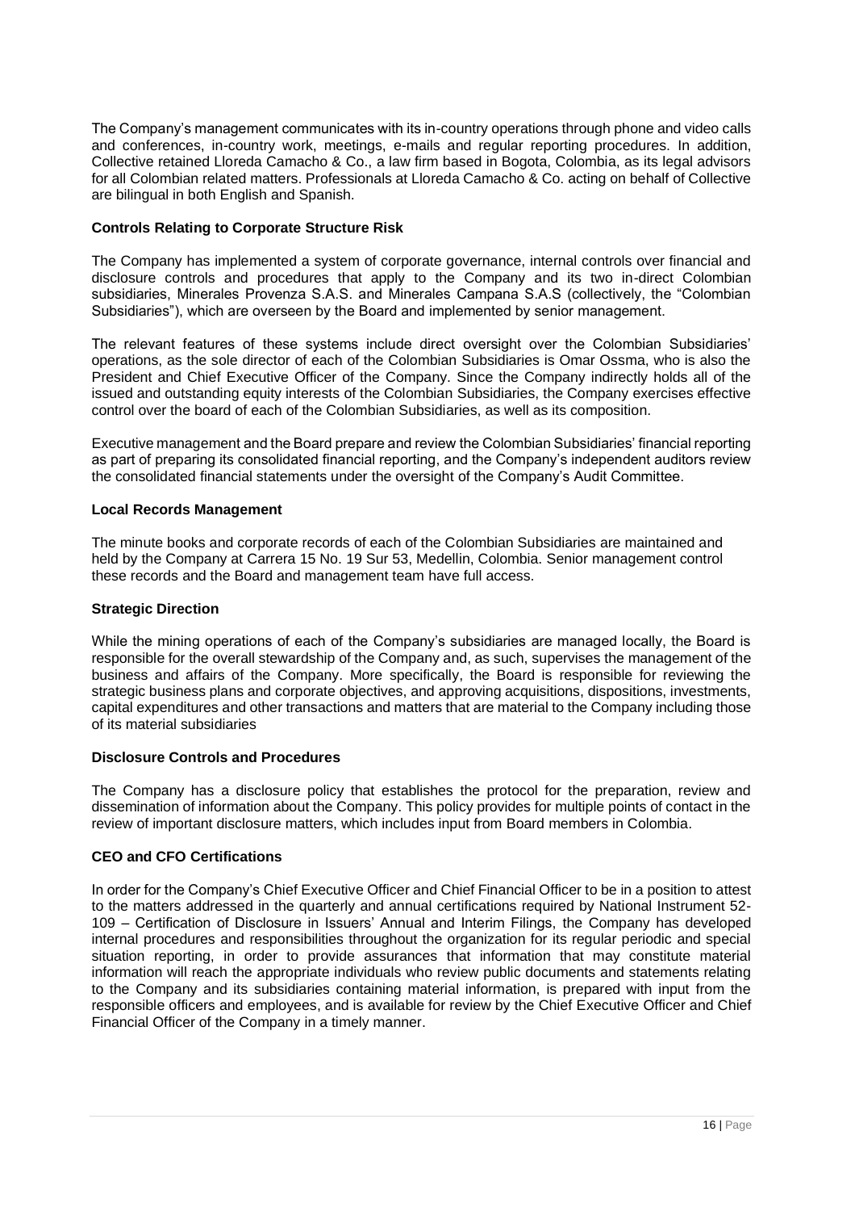The Company's management communicates with its in-country operations through phone and video calls and conferences, in-country work, meetings, e-mails and regular reporting procedures. In addition, Collective retained Lloreda Camacho & Co., a law firm based in Bogota, Colombia, as its legal advisors for all Colombian related matters. Professionals at Lloreda Camacho & Co. acting on behalf of Collective are bilingual in both English and Spanish.

**Controls Relating to Corporate Structure Risk**

The Company has implemented a system of corporate governance, internal controls over financial and disclosure controls and procedures that apply to the Company and its two in-direct Colombian subsidiaries, Minerales Provenza S.A.S. and Minerales Campana S.A.S (collectively, the "Colombian Subsidiaries"), which are overseen by the Board and implemented by senior management.

The relevant features of these systems include direct oversight over the Colombian Subsidiaries' operations, as the sole director of each of the Colombian Subsidiaries is Omar Ossma, who is also the President and Chief Executive Officer of the Company. Since the Company indirectly holds all of the issued and outstanding equity interests of the Colombian Subsidiaries, the Company exercises effective control over the board of each of the Colombian Subsidiaries, as well as its composition.

Executive management and the Board prepare and review the Colombian Subsidiaries' financial reporting as part of preparing its consolidated financial reporting, and the Company's independent auditors review the consolidated financial statements under the oversight of the Company's Audit Committee.

**Local Records Management**

The minute books and corporate records of each of the Colombian Subsidiaries are maintained and held by the Company at Carrera 15 No. 19 Sur 53, Medellin, Colombia. Senior management control these records and the Board and management team have full access.

**Strategic Direction**

While the mining operations of each of the Company's subsidiaries are managed locally, the Board is responsible for the overall stewardship of the Company and, as such, supervises the management of the business and affairs of the Company. More specifically, the Board is responsible for reviewing the strategic business plans and corporate objectives, and approving acquisitions, dispositions, investments, capital expenditures and other transactions and matters that are material to the Company including those of its material subsidiaries

**Disclosure Controls and Procedures**

The Company has a disclosure policy that establishes the protocol for the preparation, review and dissemination of information about the Company. This policy provides for multiple points of contact in the review of important disclosure matters, which includes input from Board members in Colombia.

**CEO and CFO Certifications**

In order for the Company's Chief Executive Officer and Chief Financial Officer to be in a position to attest to the matters addressed in the quarterly and annual certifications required by National Instrument 52-109 – Certification of Disclosure in Issuers' Annual and Interim Filings, the Company has developed internal procedures and responsibilities throughout the organization for its regular periodic and special situation reporting, in order to provide assurances that information that may constitute material information will reach the appropriate individuals who review public documents and statements relating to the Company and its subsidiaries containing material information, is prepared with input from the responsible officers and employees, and is available for review by the Chief Executive Officer and Chief Financial Officer of the Company in a timely manner.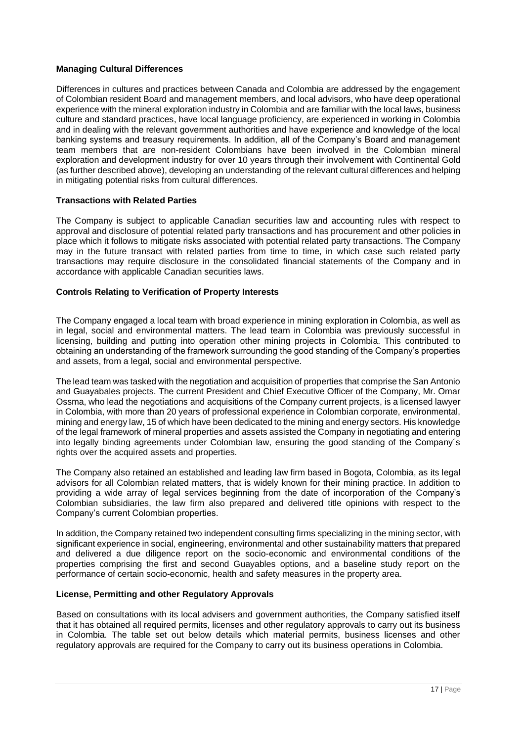**Managing Cultural Differences**

Differences in cultures and practices between Canada and Colombia are addressed by the engagement of Colombian resident Board and management members, and local advisors, who have deep operational experience with the mineral exploration industry in Colombia and are familiar with the local laws, business culture and standard practices, have local language proficiency, are experienced in working in Colombia and in dealing with the relevant government authorities and have experience and knowledge of the local banking systems and treasury requirements. In addition, all of the Company's Board and management team members that are non-resident Colombians have been involved in the Colombian mineral exploration and development industry for over 10 years through their involvement with Continental Gold (as further described above), developing an understanding of the relevant cultural differences and helping in mitigating potential risks from cultural differences.

**Transactions with Related Parties**

The Company is subject to applicable Canadian securities law and accounting rules with respect to approval and disclosure of potential related party transactions and has procurement and other policies in place which it follows to mitigate risks associated with potential related party transactions. The Company may in the future transact with related parties from time to time, in which case such related party transactions may require disclosure in the consolidated financial statements of the Company and in accordance with applicable Canadian securities laws.

**Controls Relating to Verification of Property Interests**

The Company engaged a local team with broad experience in mining exploration in Colombia, as well as in legal, social and environmental matters. The lead team in Colombia was previously successful in licensing, building and putting into operation other mining projects in Colombia. This contributed to obtaining an understanding of the framework surrounding the good standing of the Company's properties and assets, from a legal, social and environmental perspective.

The lead team was tasked with the negotiation and acquisition of properties that comprise the San Antonio and Guayabales projects. The current President and Chief Executive Officer of the Company, Mr. Omar Ossma, who lead the negotiations and acquisitions of the Company current projects, is a licensed lawyer in Colombia, with more than 20 years of professional experience in Colombian corporate, environmental, mining and energy law, 15 of which have been dedicated to the mining and energy sectors. His knowledge of the legal framework of mineral properties and assets assisted the Company in negotiating and entering into legally binding agreements under Colombian law, ensuring the good standing of the Company´s rights over the acquired assets and properties.

The Company also retained an established and leading law firm based in Bogota, Colombia, as its legal advisors for all Colombian related matters, that is widely known for their mining practice. In addition to providing a wide array of legal services beginning from the date of incorporation of the Company's Colombian subsidiaries, the law firm also prepared and delivered title opinions with respect to the Company's current Colombian properties.

In addition, the Company retained two independent consulting firms specializing in the mining sector, with significant experience in social, engineering, environmental and other sustainability matters that prepared and delivered a due diligence report on the socio-economic and environmental conditions of the properties comprising the first and second Guayables options, and a baseline study report on the performance of certain socio-economic, health and safety measures in the property area.

**License, Permitting and other Regulatory Approvals**

Based on consultations with its local advisers and government authorities, the Company satisfied itself that it has obtained all required permits, licenses and other regulatory approvals to carry out its business in Colombia. The table set out below details which material permits, business licenses and other regulatory approvals are required for the Company to carry out its business operations in Colombia.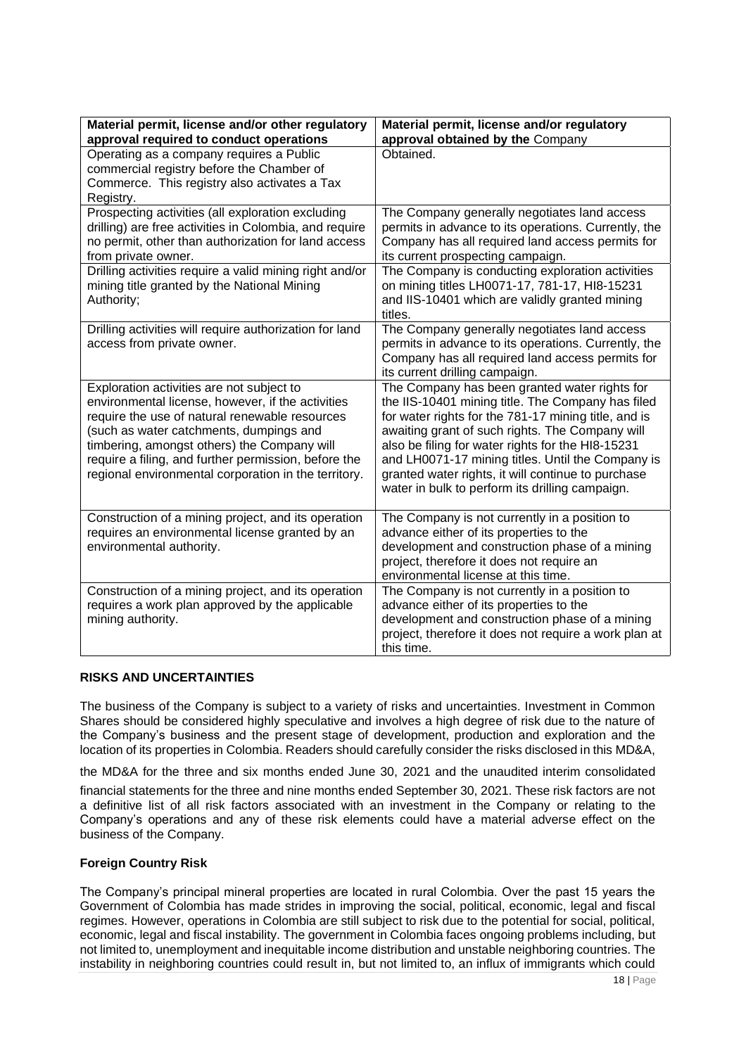| Material permit, license and/or other regulatory approval required to conduct operations | Material permit, license and/or regulatory approval obtained by the Company |
|---|---|
| Operating as a company requires a Public commercial registry before the Chamber of Commerce. This registry also activates a Tax Registry. | Obtained. |
| Prospecting activities (all exploration excluding drilling) are free activities in Colombia, and require no permit, other than authorization for land access from private owner. | The Company generally negotiates land access permits in advance to its operations. Currently, the Company has all required land access permits for its current prospecting campaign. |
| Drilling activities require a valid mining right and/or mining title granted by the National Mining Authority; | The Company is conducting exploration activities on mining titles LH0071-17, 781-17, HI8-15231 and IIS-10401 which are validly granted mining titles. |
| Drilling activities will require authorization for land access from private owner. | The Company generally negotiates land access permits in advance to its operations. Currently, the Company has all required land access permits for its current drilling campaign. |
| Exploration activities are not subject to environmental license, however, if the activities require the use of natural renewable resources (such as water catchments, dumpings and timbering, amongst others) the Company will require a filing, and further permission, before the regional environmental corporation in the territory. | The Company has been granted water rights for the IIS-10401 mining title. The Company has filed for water rights for the 781-17 mining title, and is awaiting grant of such rights. The Company will also be filing for water rights for the HI8-15231 and LH0071-17 mining titles. Until the Company is granted water rights, it will continue to purchase water in bulk to perform its drilling campaign. |
| Construction of a mining project, and its operation requires an environmental license granted by an environmental authority. | The Company is not currently in a position to advance either of its properties to the development and construction phase of a mining project, therefore it does not require an environmental license at this time. |
| Construction of a mining project, and its operation requires a work plan approved by the applicable mining authority. | The Company is not currently in a position to advance either of its properties to the development and construction phase of a mining project, therefore it does not require a work plan at this time. |

## RISKS AND UNCERTAINTIES

The business of the Company is subject to a variety of risks and uncertainties. Investment in Common Shares should be considered highly speculative and involves a high degree of risk due to the nature of the Company's business and the present stage of development, production and exploration and the location of its properties in Colombia. Readers should carefully consider the risks disclosed in this MD&A, the MD&A for the three and six months ended June 30, 2021 and the unaudited interim consolidated financial statements for the three and nine months ended September 30, 2021. These risk factors are not a definitive list of all risk factors associated with an investment in the Company or relating to the Company's operations and any of these risk elements could have a material adverse effect on the business of the Company.

### Foreign Country Risk

The Company's principal mineral properties are located in rural Colombia. Over the past 15 years the Government of Colombia has made strides in improving the social, political, economic, legal and fiscal regimes. However, operations in Colombia are still subject to risk due to the potential for social, political, economic, legal and fiscal instability. The government in Colombia faces ongoing problems including, but not limited to, unemployment and inequitable income distribution and unstable neighboring countries. The instability in neighboring countries could result in, but not limited to, an influx of immigrants which could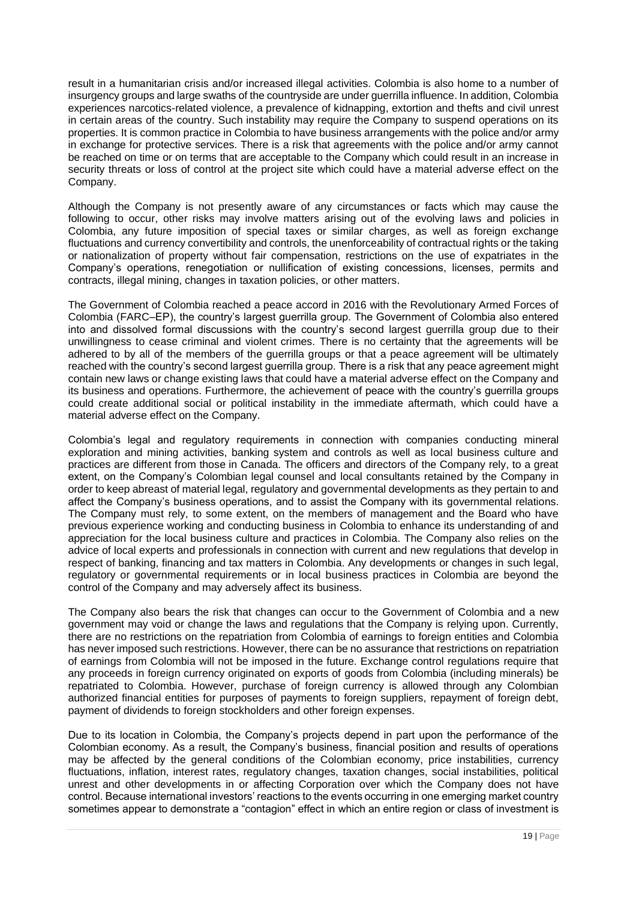result in a humanitarian crisis and/or increased illegal activities. Colombia is also home to a number of insurgency groups and large swaths of the countryside are under guerrilla influence. In addition, Colombia experiences narcotics-related violence, a prevalence of kidnapping, extortion and thefts and civil unrest in certain areas of the country. Such instability may require the Company to suspend operations on its properties. It is common practice in Colombia to have business arrangements with the police and/or army in exchange for protective services. There is a risk that agreements with the police and/or army cannot be reached on time or on terms that are acceptable to the Company which could result in an increase in security threats or loss of control at the project site which could have a material adverse effect on the Company.

Although the Company is not presently aware of any circumstances or facts which may cause the following to occur, other risks may involve matters arising out of the evolving laws and policies in Colombia, any future imposition of special taxes or similar charges, as well as foreign exchange fluctuations and currency convertibility and controls, the unenforceability of contractual rights or the taking or nationalization of property without fair compensation, restrictions on the use of expatriates in the Company's operations, renegotiation or nullification of existing concessions, licenses, permits and contracts, illegal mining, changes in taxation policies, or other matters.

The Government of Colombia reached a peace accord in 2016 with the Revolutionary Armed Forces of Colombia (FARC–EP), the country's largest guerrilla group. The Government of Colombia also entered into and dissolved formal discussions with the country's second largest guerrilla group due to their unwillingness to cease criminal and violent crimes. There is no certainty that the agreements will be adhered to by all of the members of the guerrilla groups or that a peace agreement will be ultimately reached with the country's second largest guerrilla group. There is a risk that any peace agreement might contain new laws or change existing laws that could have a material adverse effect on the Company and its business and operations. Furthermore, the achievement of peace with the country's guerrilla groups could create additional social or political instability in the immediate aftermath, which could have a material adverse effect on the Company.

Colombia's legal and regulatory requirements in connection with companies conducting mineral exploration and mining activities, banking system and controls as well as local business culture and practices are different from those in Canada. The officers and directors of the Company rely, to a great extent, on the Company's Colombian legal counsel and local consultants retained by the Company in order to keep abreast of material legal, regulatory and governmental developments as they pertain to and affect the Company's business operations, and to assist the Company with its governmental relations. The Company must rely, to some extent, on the members of management and the Board who have previous experience working and conducting business in Colombia to enhance its understanding of and appreciation for the local business culture and practices in Colombia. The Company also relies on the advice of local experts and professionals in connection with current and new regulations that develop in respect of banking, financing and tax matters in Colombia. Any developments or changes in such legal, regulatory or governmental requirements or in local business practices in Colombia are beyond the control of the Company and may adversely affect its business.

The Company also bears the risk that changes can occur to the Government of Colombia and a new government may void or change the laws and regulations that the Company is relying upon. Currently, there are no restrictions on the repatriation from Colombia of earnings to foreign entities and Colombia has never imposed such restrictions. However, there can be no assurance that restrictions on repatriation of earnings from Colombia will not be imposed in the future. Exchange control regulations require that any proceeds in foreign currency originated on exports of goods from Colombia (including minerals) be repatriated to Colombia. However, purchase of foreign currency is allowed through any Colombian authorized financial entities for purposes of payments to foreign suppliers, repayment of foreign debt, payment of dividends to foreign stockholders and other foreign expenses.

Due to its location in Colombia, the Company's projects depend in part upon the performance of the Colombian economy. As a result, the Company's business, financial position and results of operations may be affected by the general conditions of the Colombian economy, price instabilities, currency fluctuations, inflation, interest rates, regulatory changes, taxation changes, social instabilities, political unrest and other developments in or affecting Corporation over which the Company does not have control. Because international investors' reactions to the events occurring in one emerging market country sometimes appear to demonstrate a "contagion" effect in which an entire region or class of investment is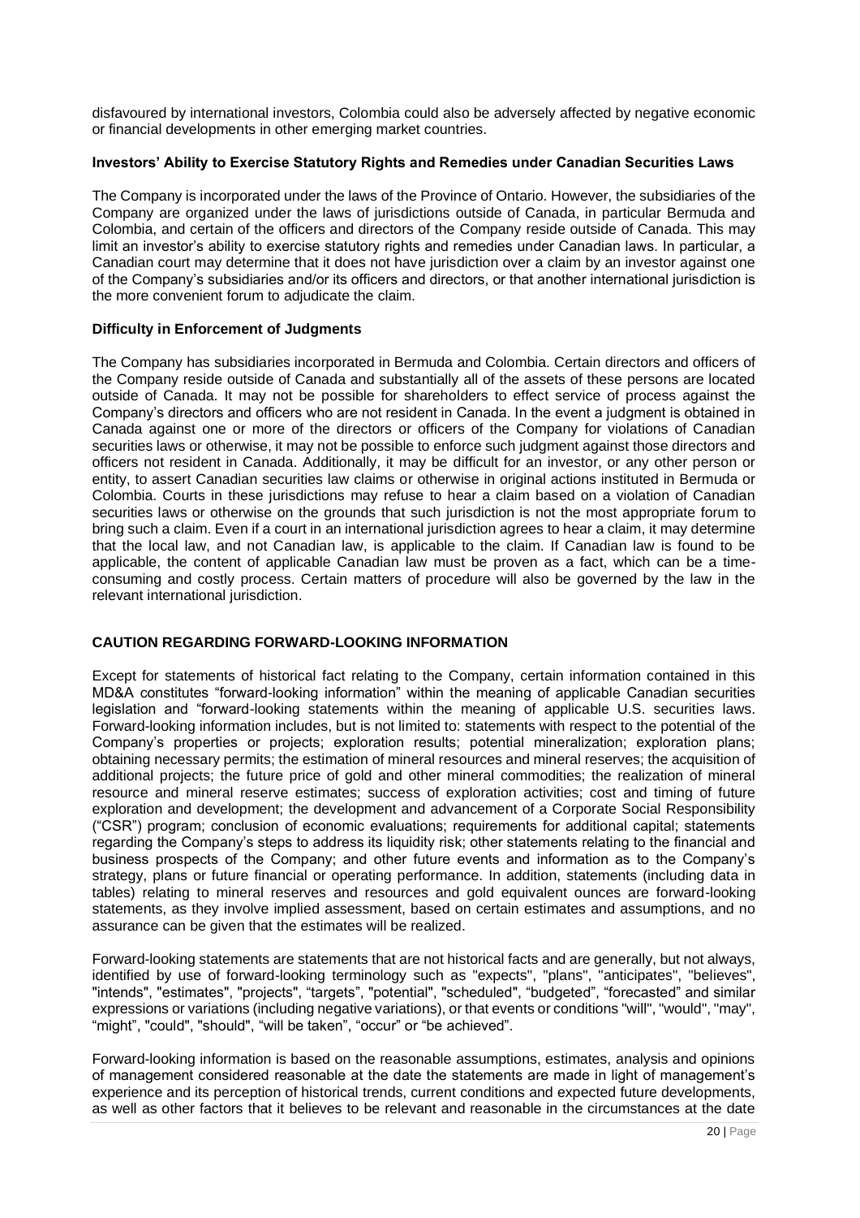disfavoured by international investors, Colombia could also be adversely affected by negative economic or financial developments in other emerging market countries.

**Investors' Ability to Exercise Statutory Rights and Remedies under Canadian Securities Laws**

The Company is incorporated under the laws of the Province of Ontario. However, the subsidiaries of the Company are organized under the laws of jurisdictions outside of Canada, in particular Bermuda and Colombia, and certain of the officers and directors of the Company reside outside of Canada. This may limit an investor's ability to exercise statutory rights and remedies under Canadian laws. In particular, a Canadian court may determine that it does not have jurisdiction over a claim by an investor against one of the Company's subsidiaries and/or its officers and directors, or that another international jurisdiction is the more convenient forum to adjudicate the claim.

**Difficulty in Enforcement of Judgments**

The Company has subsidiaries incorporated in Bermuda and Colombia. Certain directors and officers of the Company reside outside of Canada and substantially all of the assets of these persons are located outside of Canada. It may not be possible for shareholders to effect service of process against the Company's directors and officers who are not resident in Canada. In the event a judgment is obtained in Canada against one or more of the directors or officers of the Company for violations of Canadian securities laws or otherwise, it may not be possible to enforce such judgment against those directors and officers not resident in Canada. Additionally, it may be difficult for an investor, or any other person or entity, to assert Canadian securities law claims or otherwise in original actions instituted in Bermuda or Colombia. Courts in these jurisdictions may refuse to hear a claim based on a violation of Canadian securities laws or otherwise on the grounds that such jurisdiction is not the most appropriate forum to bring such a claim. Even if a court in an international jurisdiction agrees to hear a claim, it may determine that the local law, and not Canadian law, is applicable to the claim. If Canadian law is found to be applicable, the content of applicable Canadian law must be proven as a fact, which can be a time-consuming and costly process. Certain matters of procedure will also be governed by the law in the relevant international jurisdiction.

## CAUTION REGARDING FORWARD-LOOKING INFORMATION

Except for statements of historical fact relating to the Company, certain information contained in this MD&A constitutes "forward-looking information" within the meaning of applicable Canadian securities legislation and "forward-looking statements within the meaning of applicable U.S. securities laws. Forward-looking information includes, but is not limited to: statements with respect to the potential of the Company's properties or projects; exploration results; potential mineralization; exploration plans; obtaining necessary permits; the estimation of mineral resources and mineral reserves; the acquisition of additional projects; the future price of gold and other mineral commodities; the realization of mineral resource and mineral reserve estimates; success of exploration activities; cost and timing of future exploration and development; the development and advancement of a Corporate Social Responsibility ("CSR") program; conclusion of economic evaluations; requirements for additional capital; statements regarding the Company's steps to address its liquidity risk; other statements relating to the financial and business prospects of the Company; and other future events and information as to the Company's strategy, plans or future financial or operating performance. In addition, statements (including data in tables) relating to mineral reserves and resources and gold equivalent ounces are forward-looking statements, as they involve implied assessment, based on certain estimates and assumptions, and no assurance can be given that the estimates will be realized.

Forward-looking statements are statements that are not historical facts and are generally, but not always, identified by use of forward-looking terminology such as "expects", "plans", "anticipates", "believes", "intends", "estimates", "projects", "targets", "potential", "scheduled", "budgeted", "forecasted" and similar expressions or variations (including negative variations), or that events or conditions "will", "would", "may", "might", "could", "should", "will be taken", "occur" or "be achieved".

Forward-looking information is based on the reasonable assumptions, estimates, analysis and opinions of management considered reasonable at the date the statements are made in light of management's experience and its perception of historical trends, current conditions and expected future developments, as well as other factors that it believes to be relevant and reasonable in the circumstances at the date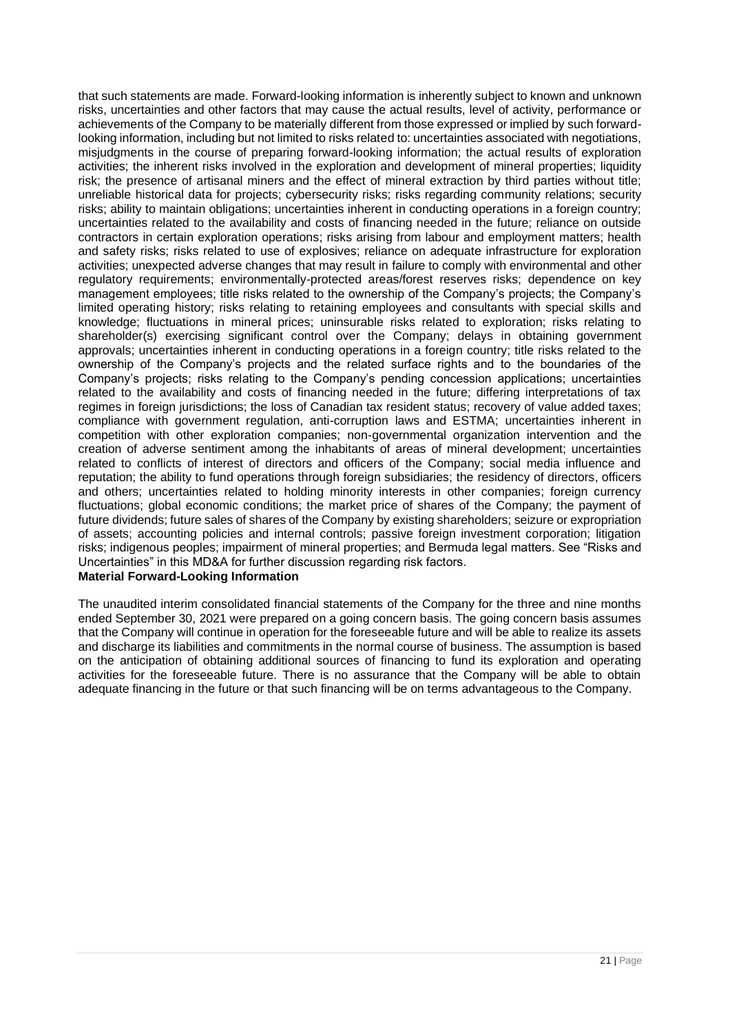that such statements are made. Forward-looking information is inherently subject to known and unknown risks, uncertainties and other factors that may cause the actual results, level of activity, performance or achievements of the Company to be materially different from those expressed or implied by such forward-looking information, including but not limited to risks related to: uncertainties associated with negotiations, misjudgments in the course of preparing forward-looking information; the actual results of exploration activities; the inherent risks involved in the exploration and development of mineral properties; liquidity risk; the presence of artisanal miners and the effect of mineral extraction by third parties without title; unreliable historical data for projects; cybersecurity risks; risks regarding community relations; security risks; ability to maintain obligations; uncertainties inherent in conducting operations in a foreign country; uncertainties related to the availability and costs of financing needed in the future; reliance on outside contractors in certain exploration operations; risks arising from labour and employment matters; health and safety risks; risks related to use of explosives; reliance on adequate infrastructure for exploration activities; unexpected adverse changes that may result in failure to comply with environmental and other regulatory requirements; environmentally-protected areas/forest reserves risks; dependence on key management employees; title risks related to the ownership of the Company's projects; the Company's limited operating history; risks relating to retaining employees and consultants with special skills and knowledge; fluctuations in mineral prices; uninsurable risks related to exploration; risks relating to shareholder(s) exercising significant control over the Company; delays in obtaining government approvals; uncertainties inherent in conducting operations in a foreign country; title risks related to the ownership of the Company's projects and the related surface rights and to the boundaries of the Company's projects; risks relating to the Company's pending concession applications; uncertainties related to the availability and costs of financing needed in the future; differing interpretations of tax regimes in foreign jurisdictions; the loss of Canadian tax resident status; recovery of value added taxes; compliance with government regulation, anti-corruption laws and ESTMA; uncertainties inherent in competition with other exploration companies; non-governmental organization intervention and the creation of adverse sentiment among the inhabitants of areas of mineral development; uncertainties related to conflicts of interest of directors and officers of the Company; social media influence and reputation; the ability to fund operations through foreign subsidiaries; the residency of directors, officers and others; uncertainties related to holding minority interests in other companies; foreign currency fluctuations; global economic conditions; the market price of shares of the Company; the payment of future dividends; future sales of shares of the Company by existing shareholders; seizure or expropriation of assets; accounting policies and internal controls; passive foreign investment corporation; litigation risks; indigenous peoples; impairment of mineral properties; and Bermuda legal matters. See "Risks and Uncertainties" in this MD&A for further discussion regarding risk factors.

**Material Forward-Looking Information**

The unaudited interim consolidated financial statements of the Company for the three and nine months ended September 30, 2021 were prepared on a going concern basis. The going concern basis assumes that the Company will continue in operation for the foreseeable future and will be able to realize its assets and discharge its liabilities and commitments in the normal course of business. The assumption is based on the anticipation of obtaining additional sources of financing to fund its exploration and operating activities for the foreseeable future. There is no assurance that the Company will be able to obtain adequate financing in the future or that such financing will be on terms advantageous to the Company.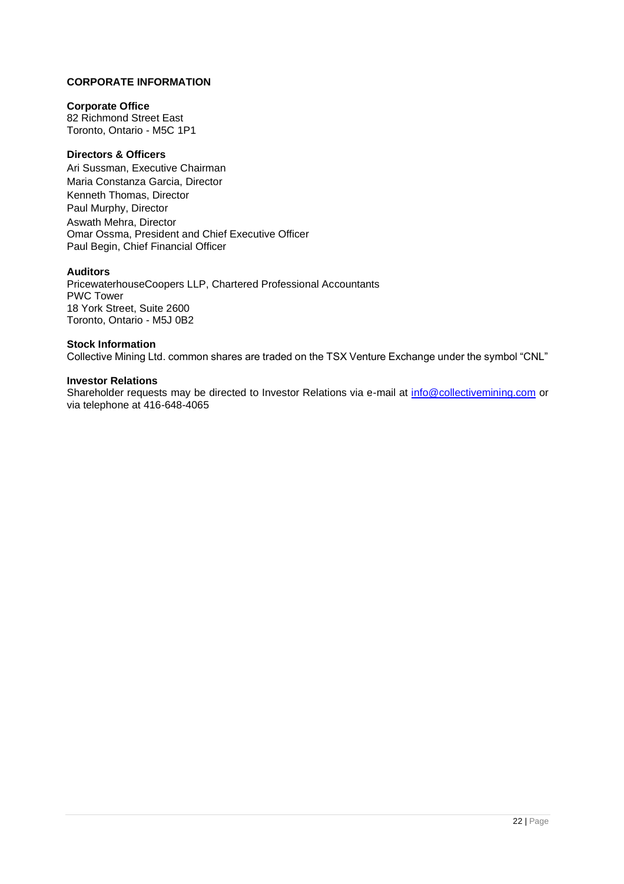## CORPORATE INFORMATION

**Corporate Office**
82 Richmond Street East
Toronto, Ontario - M5C 1P1

**Directors & Officers**
Ari Sussman, Executive Chairman
Maria Constanza Garcia, Director
Kenneth Thomas, Director
Paul Murphy, Director
Aswath Mehra, Director
Omar Ossma, President and Chief Executive Officer
Paul Begin, Chief Financial Officer

**Auditors**
PricewaterhouseCoopers LLP, Chartered Professional Accountants
PWC Tower
18 York Street, Suite 2600
Toronto, Ontario - M5J 0B2

**Stock Information**
Collective Mining Ltd. common shares are traded on the TSX Venture Exchange under the symbol "CNL"

**Investor Relations**
Shareholder requests may be directed to Investor Relations via e-mail at info@collectivemining.com or via telephone at 416-648-4065